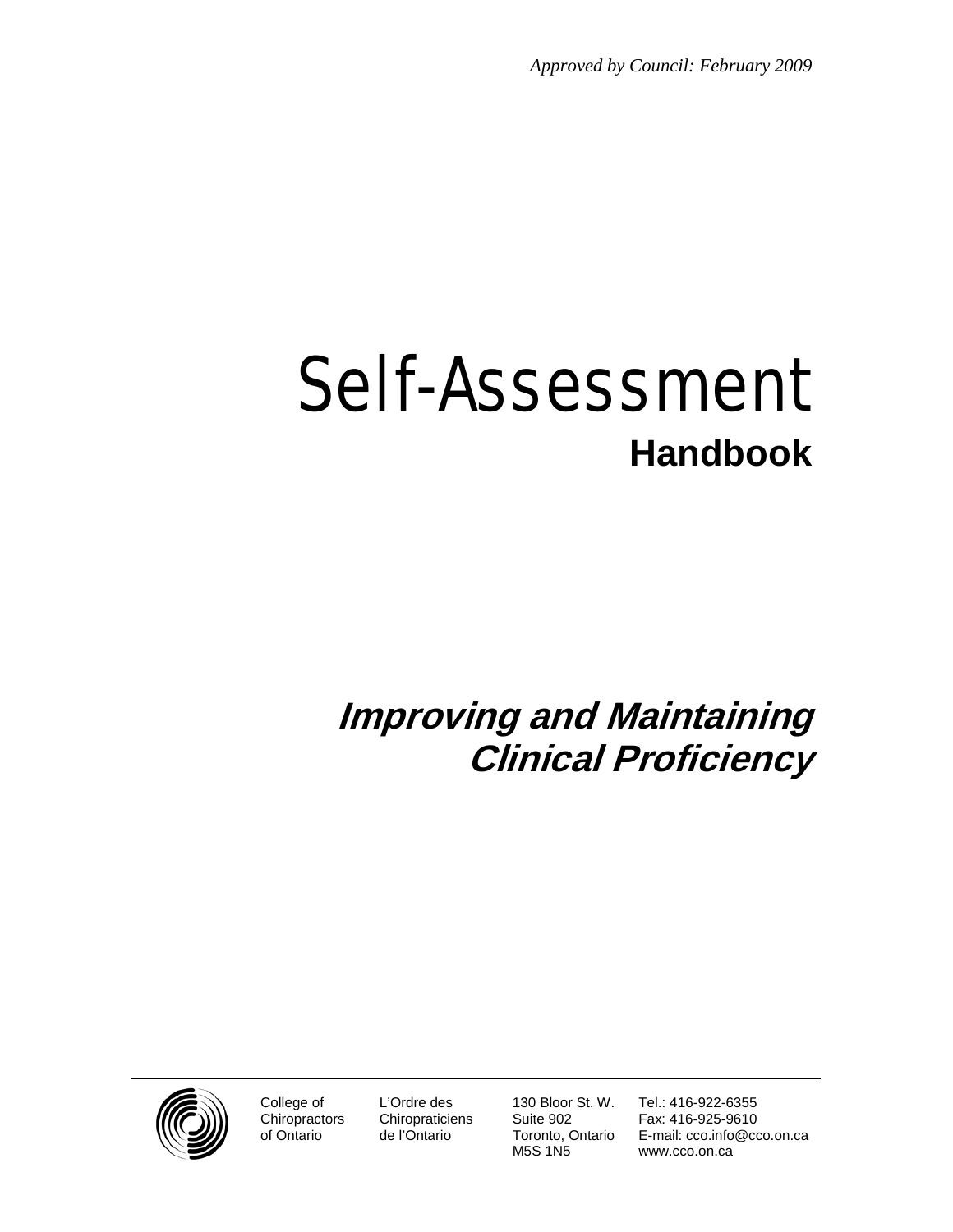*Approved by Council: February 2009*

# Self-Assessment
## Handbook

## *Improving and Maintaining Clinical Proficiency*

College of Chiropractors of Ontario

L'Ordre des Chiropraticiens de l'Ontario

130 Bloor St. W.
Suite 902
Toronto, Ontario
M5S 1N5

Tel.: 416-922-6355
Fax: 416-925-9610
E-mail: cco.info@cco.on.ca
www.cco.on.ca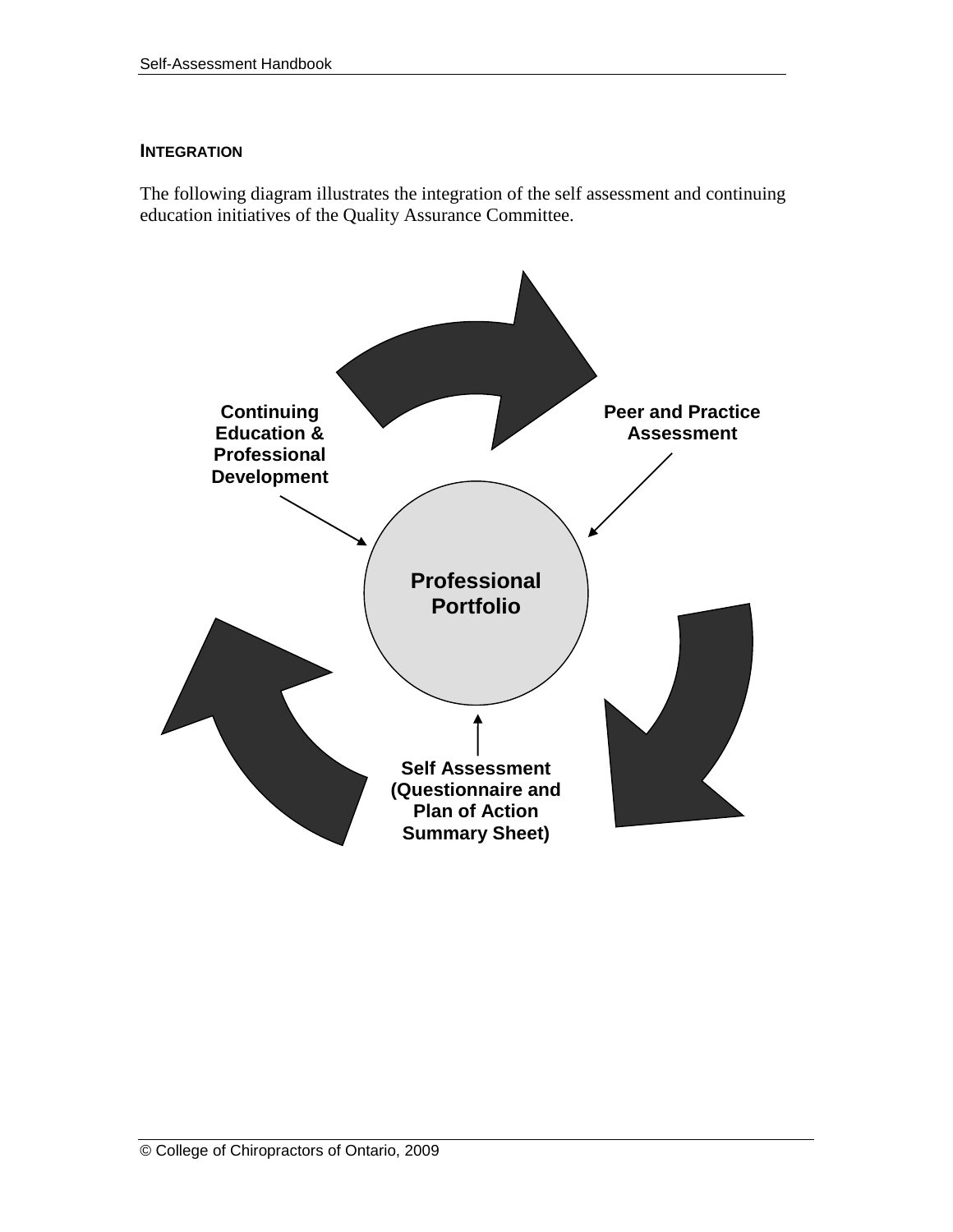## INTEGRATION

The following diagram illustrates the integration of the self assessment and continuing education initiatives of the Quality Assurance Committee.

**Continuing Education & Professional Development**

**Peer and Practice Assessment**

**Professional Portfolio**

**Self Assessment (Questionnaire and Plan of Action Summary Sheet)**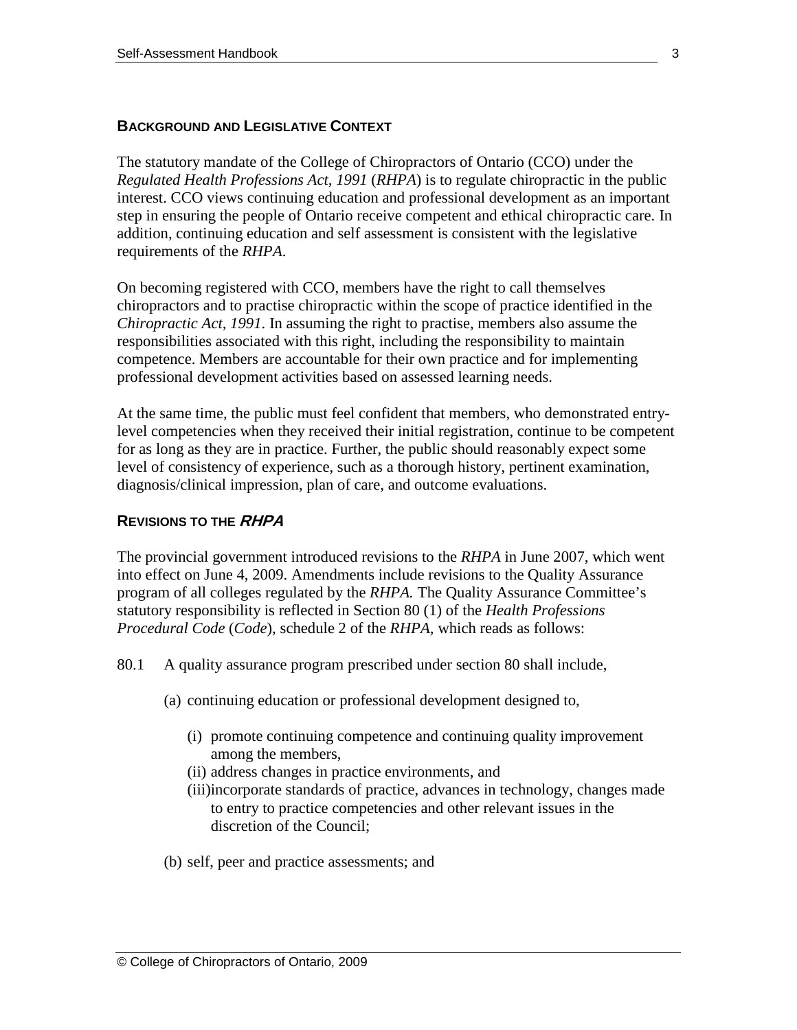## BACKGROUND AND LEGISLATIVE CONTEXT

The statutory mandate of the College of Chiropractors of Ontario (CCO) under the *Regulated Health Professions Act, 1991* (*RHPA*) is to regulate chiropractic in the public interest. CCO views continuing education and professional development as an important step in ensuring the people of Ontario receive competent and ethical chiropractic care. In addition, continuing education and self assessment is consistent with the legislative requirements of the *RHPA*.

On becoming registered with CCO, members have the right to call themselves chiropractors and to practise chiropractic within the scope of practice identified in the *Chiropractic Act, 1991*. In assuming the right to practise, members also assume the responsibilities associated with this right, including the responsibility to maintain competence. Members are accountable for their own practice and for implementing professional development activities based on assessed learning needs.

At the same time, the public must feel confident that members, who demonstrated entry-level competencies when they received their initial registration, continue to be competent for as long as they are in practice. Further, the public should reasonably expect some level of consistency of experience, such as a thorough history, pertinent examination, diagnosis/clinical impression, plan of care, and outcome evaluations.

## REVISIONS TO THE *RHPA*

The provincial government introduced revisions to the *RHPA* in June 2007, which went into effect on June 4, 2009. Amendments include revisions to the Quality Assurance program of all colleges regulated by the *RHPA.* The Quality Assurance Committee's statutory responsibility is reflected in Section 80 (1) of the *Health Professions Procedural Code* (*Code*), schedule 2 of the *RHPA*, which reads as follows:

80.1 A quality assurance program prescribed under section 80 shall include,

(a) continuing education or professional development designed to,

(i) promote continuing competence and continuing quality improvement among the members,
(ii) address changes in practice environments, and
(iii) incorporate standards of practice, advances in technology, changes made to entry to practice competencies and other relevant issues in the discretion of the Council;

(b) self, peer and practice assessments; and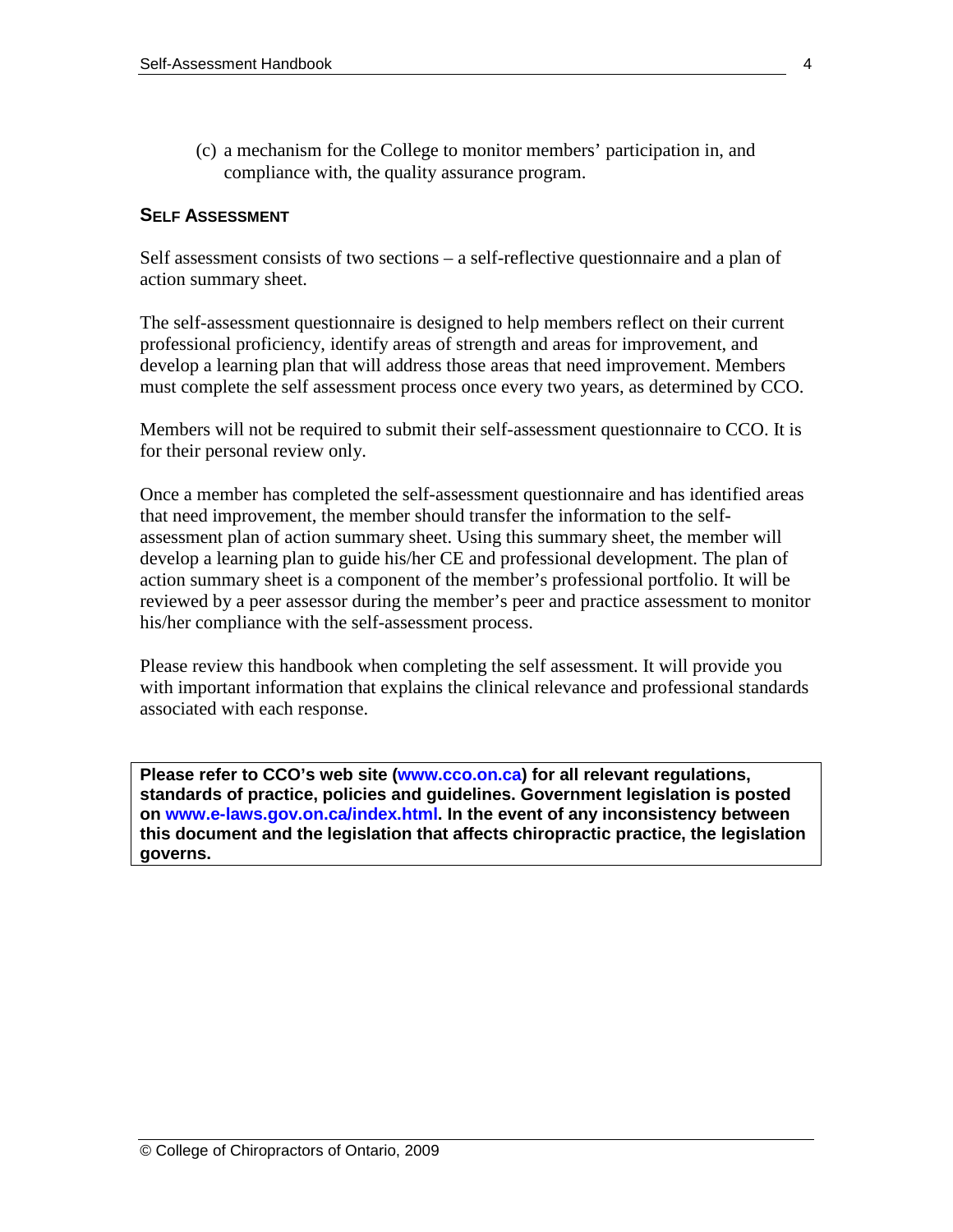(c) a mechanism for the College to monitor members' participation in, and compliance with, the quality assurance program.

## SELF ASSESSMENT

Self assessment consists of two sections – a self-reflective questionnaire and a plan of action summary sheet.

The self-assessment questionnaire is designed to help members reflect on their current professional proficiency, identify areas of strength and areas for improvement, and develop a learning plan that will address those areas that need improvement. Members must complete the self assessment process once every two years, as determined by CCO.

Members will not be required to submit their self-assessment questionnaire to CCO. It is for their personal review only.

Once a member has completed the self-assessment questionnaire and has identified areas that need improvement, the member should transfer the information to the self-assessment plan of action summary sheet. Using this summary sheet, the member will develop a learning plan to guide his/her CE and professional development. The plan of action summary sheet is a component of the member's professional portfolio. It will be reviewed by a peer assessor during the member's peer and practice assessment to monitor his/her compliance with the self-assessment process.

Please review this handbook when completing the self assessment. It will provide you with important information that explains the clinical relevance and professional standards associated with each response.

**Please refer to CCO's web site (www.cco.on.ca) for all relevant regulations, standards of practice, policies and guidelines. Government legislation is posted on www.e-laws.gov.on.ca/index.html. In the event of any inconsistency between this document and the legislation that affects chiropractic practice, the legislation governs.**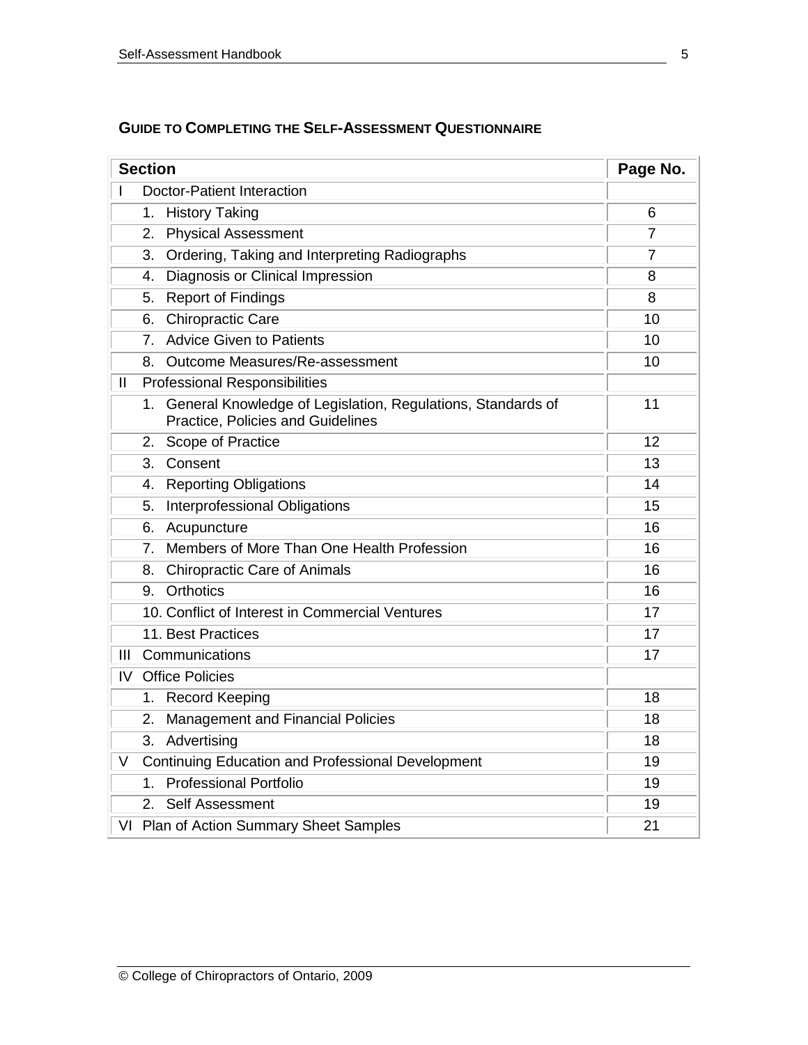## GUIDE TO COMPLETING THE SELF-ASSESSMENT QUESTIONNAIRE

| Section | Page No. |
|---|---|
| I Doctor-Patient Interaction | |
| 1. History Taking | 6 |
| 2. Physical Assessment | 7 |
| 3. Ordering, Taking and Interpreting Radiographs | 7 |
| 4. Diagnosis or Clinical Impression | 8 |
| 5. Report of Findings | 8 |
| 6. Chiropractic Care | 10 |
| 7. Advice Given to Patients | 10 |
| 8. Outcome Measures/Re-assessment | 10 |
| II Professional Responsibilities | |
| 1. General Knowledge of Legislation, Regulations, Standards of Practice, Policies and Guidelines | 11 |
| 2. Scope of Practice | 12 |
| 3. Consent | 13 |
| 4. Reporting Obligations | 14 |
| 5. Interprofessional Obligations | 15 |
| 6. Acupuncture | 16 |
| 7. Members of More Than One Health Profession | 16 |
| 8. Chiropractic Care of Animals | 16 |
| 9. Orthotics | 16 |
| 10. Conflict of Interest in Commercial Ventures | 17 |
| 11. Best Practices | 17 |
| III Communications | 17 |
| IV Office Policies | |
| 1. Record Keeping | 18 |
| 2. Management and Financial Policies | 18 |
| 3. Advertising | 18 |
| V Continuing Education and Professional Development | 19 |
| 1. Professional Portfolio | 19 |
| 2. Self Assessment | 19 |
| VI Plan of Action Summary Sheet Samples | 21 |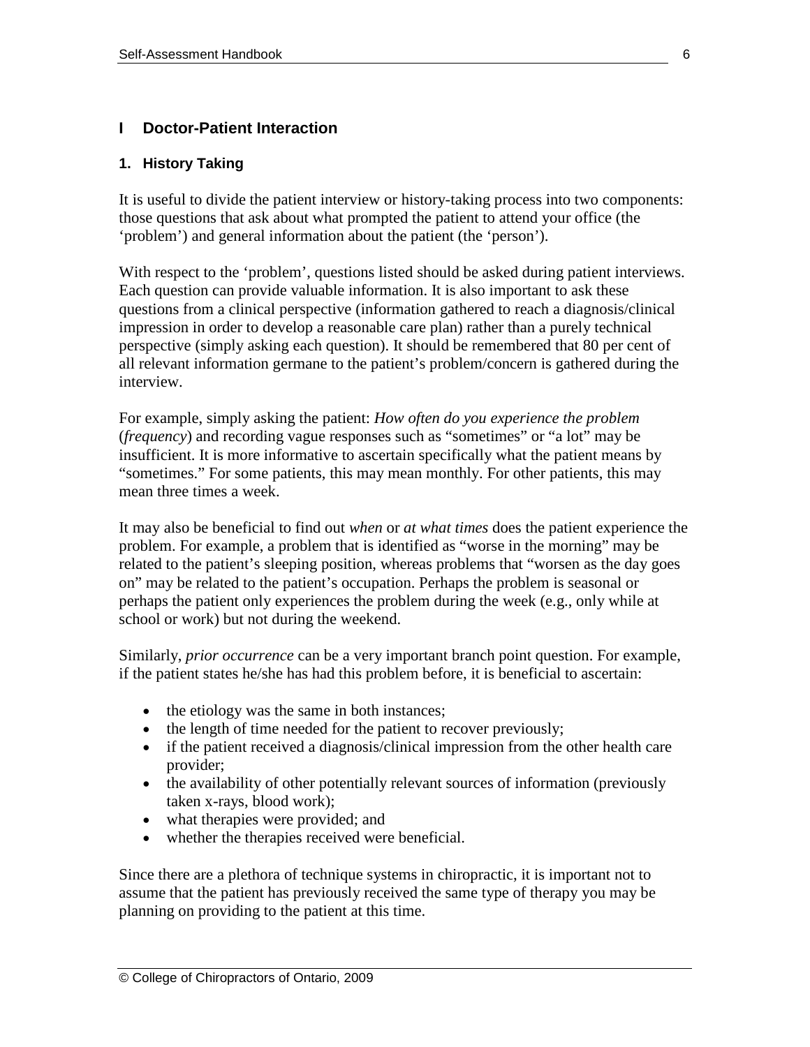## I Doctor-Patient Interaction

### 1. History Taking

It is useful to divide the patient interview or history-taking process into two components: those questions that ask about what prompted the patient to attend your office (the 'problem') and general information about the patient (the 'person').

With respect to the 'problem', questions listed should be asked during patient interviews. Each question can provide valuable information. It is also important to ask these questions from a clinical perspective (information gathered to reach a diagnosis/clinical impression in order to develop a reasonable care plan) rather than a purely technical perspective (simply asking each question). It should be remembered that 80 per cent of all relevant information germane to the patient's problem/concern is gathered during the interview.

For example, simply asking the patient: *How often do you experience the problem* (*frequency*) and recording vague responses such as "sometimes" or "a lot" may be insufficient. It is more informative to ascertain specifically what the patient means by "sometimes." For some patients, this may mean monthly. For other patients, this may mean three times a week.

It may also be beneficial to find out *when* or *at what times* does the patient experience the problem. For example, a problem that is identified as "worse in the morning" may be related to the patient's sleeping position, whereas problems that "worsen as the day goes on" may be related to the patient's occupation. Perhaps the problem is seasonal or perhaps the patient only experiences the problem during the week (e.g., only while at school or work) but not during the weekend.

Similarly, *prior occurrence* can be a very important branch point question. For example, if the patient states he/she has had this problem before, it is beneficial to ascertain:

- the etiology was the same in both instances;
- the length of time needed for the patient to recover previously;
- if the patient received a diagnosis/clinical impression from the other health care provider;
- the availability of other potentially relevant sources of information (previously taken x-rays, blood work);
- what therapies were provided; and
- whether the therapies received were beneficial.

Since there are a plethora of technique systems in chiropractic, it is important not to assume that the patient has previously received the same type of therapy you may be planning on providing to the patient at this time.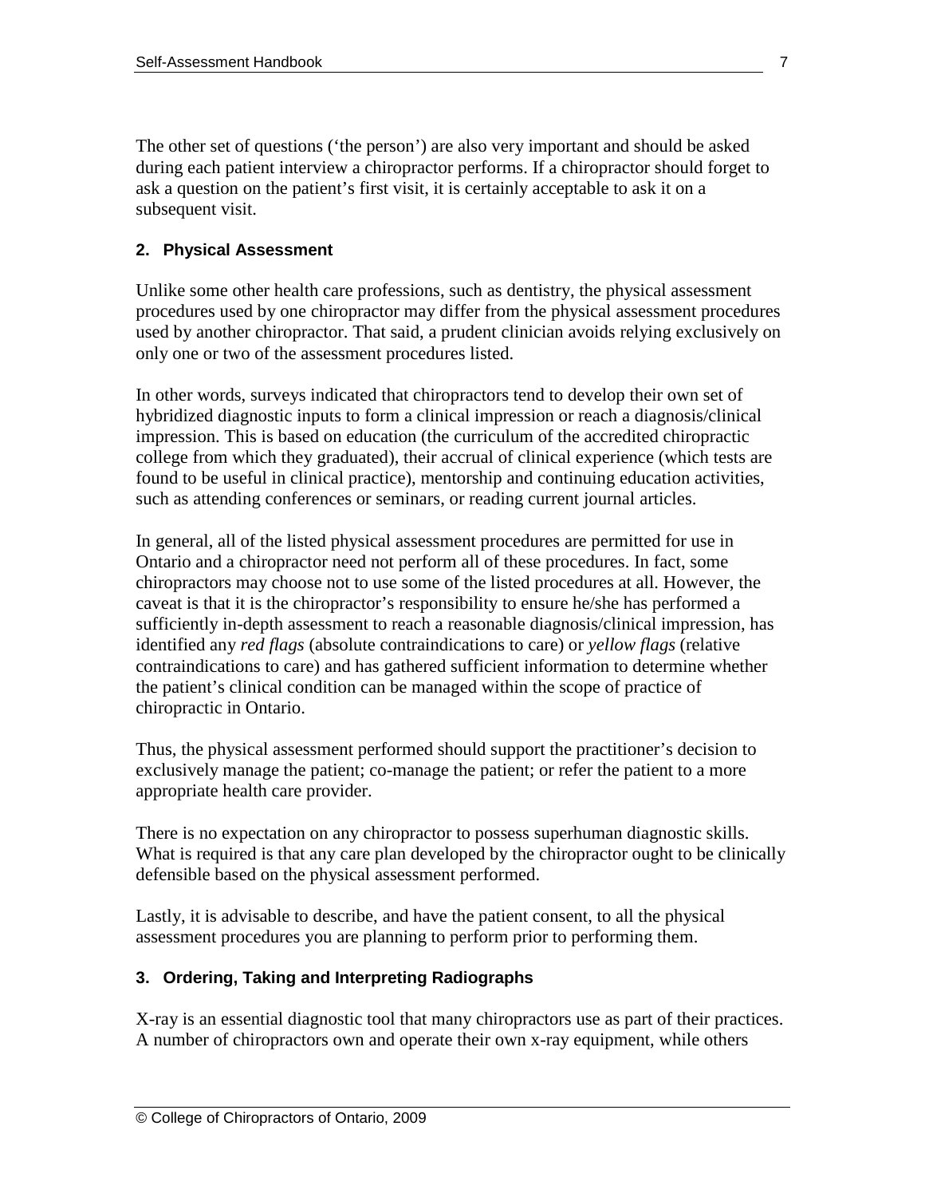The other set of questions ('the person') are also very important and should be asked during each patient interview a chiropractor performs. If a chiropractor should forget to ask a question on the patient's first visit, it is certainly acceptable to ask it on a subsequent visit.

### 2. Physical Assessment

Unlike some other health care professions, such as dentistry, the physical assessment procedures used by one chiropractor may differ from the physical assessment procedures used by another chiropractor. That said, a prudent clinician avoids relying exclusively on only one or two of the assessment procedures listed.

In other words, surveys indicated that chiropractors tend to develop their own set of hybridized diagnostic inputs to form a clinical impression or reach a diagnosis/clinical impression. This is based on education (the curriculum of the accredited chiropractic college from which they graduated), their accrual of clinical experience (which tests are found to be useful in clinical practice), mentorship and continuing education activities, such as attending conferences or seminars, or reading current journal articles.

In general, all of the listed physical assessment procedures are permitted for use in Ontario and a chiropractor need not perform all of these procedures. In fact, some chiropractors may choose not to use some of the listed procedures at all. However, the caveat is that it is the chiropractor's responsibility to ensure he/she has performed a sufficiently in-depth assessment to reach a reasonable diagnosis/clinical impression, has identified any *red flags* (absolute contraindications to care) or *yellow flags* (relative contraindications to care) and has gathered sufficient information to determine whether the patient's clinical condition can be managed within the scope of practice of chiropractic in Ontario.

Thus, the physical assessment performed should support the practitioner's decision to exclusively manage the patient; co-manage the patient; or refer the patient to a more appropriate health care provider.

There is no expectation on any chiropractor to possess superhuman diagnostic skills. What is required is that any care plan developed by the chiropractor ought to be clinically defensible based on the physical assessment performed.

Lastly, it is advisable to describe, and have the patient consent, to all the physical assessment procedures you are planning to perform prior to performing them.

### 3. Ordering, Taking and Interpreting Radiographs

X-ray is an essential diagnostic tool that many chiropractors use as part of their practices. A number of chiropractors own and operate their own x-ray equipment, while others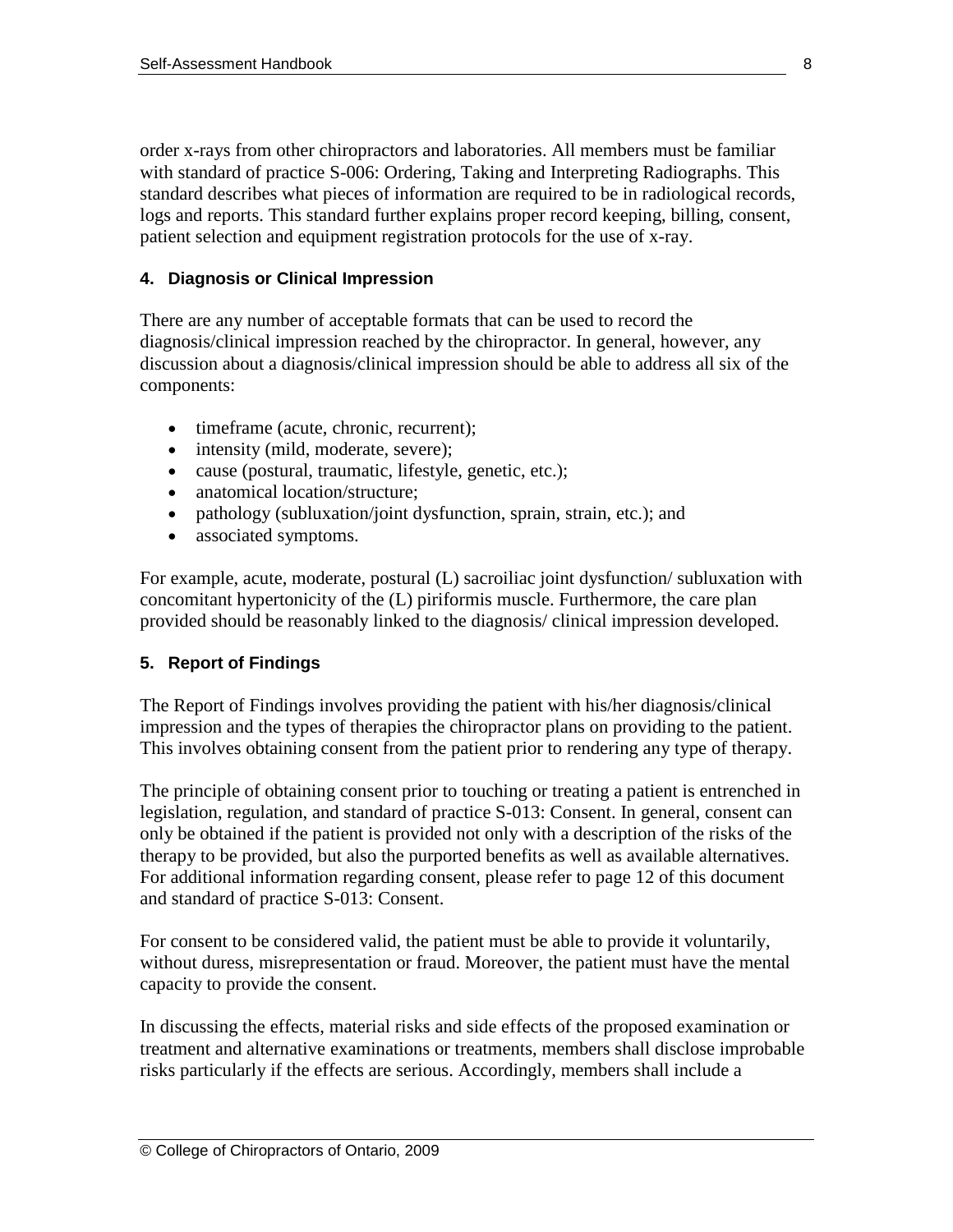order x-rays from other chiropractors and laboratories. All members must be familiar with standard of practice S-006: Ordering, Taking and Interpreting Radiographs. This standard describes what pieces of information are required to be in radiological records, logs and reports. This standard further explains proper record keeping, billing, consent, patient selection and equipment registration protocols for the use of x-ray.

### 4. Diagnosis or Clinical Impression

There are any number of acceptable formats that can be used to record the diagnosis/clinical impression reached by the chiropractor. In general, however, any discussion about a diagnosis/clinical impression should be able to address all six of the components:

- timeframe (acute, chronic, recurrent);
- intensity (mild, moderate, severe);
- cause (postural, traumatic, lifestyle, genetic, etc.);
- anatomical location/structure;
- pathology (subluxation/joint dysfunction, sprain, strain, etc.); and
- associated symptoms.

For example, acute, moderate, postural (L) sacroiliac joint dysfunction/ subluxation with concomitant hypertonicity of the (L) piriformis muscle. Furthermore, the care plan provided should be reasonably linked to the diagnosis/ clinical impression developed.

### 5. Report of Findings

The Report of Findings involves providing the patient with his/her diagnosis/clinical impression and the types of therapies the chiropractor plans on providing to the patient. This involves obtaining consent from the patient prior to rendering any type of therapy.

The principle of obtaining consent prior to touching or treating a patient is entrenched in legislation, regulation, and standard of practice S-013: Consent. In general, consent can only be obtained if the patient is provided not only with a description of the risks of the therapy to be provided, but also the purported benefits as well as available alternatives. For additional information regarding consent, please refer to page 12 of this document and standard of practice S-013: Consent.

For consent to be considered valid, the patient must be able to provide it voluntarily, without duress, misrepresentation or fraud. Moreover, the patient must have the mental capacity to provide the consent.

In discussing the effects, material risks and side effects of the proposed examination or treatment and alternative examinations or treatments, members shall disclose improbable risks particularly if the effects are serious. Accordingly, members shall include a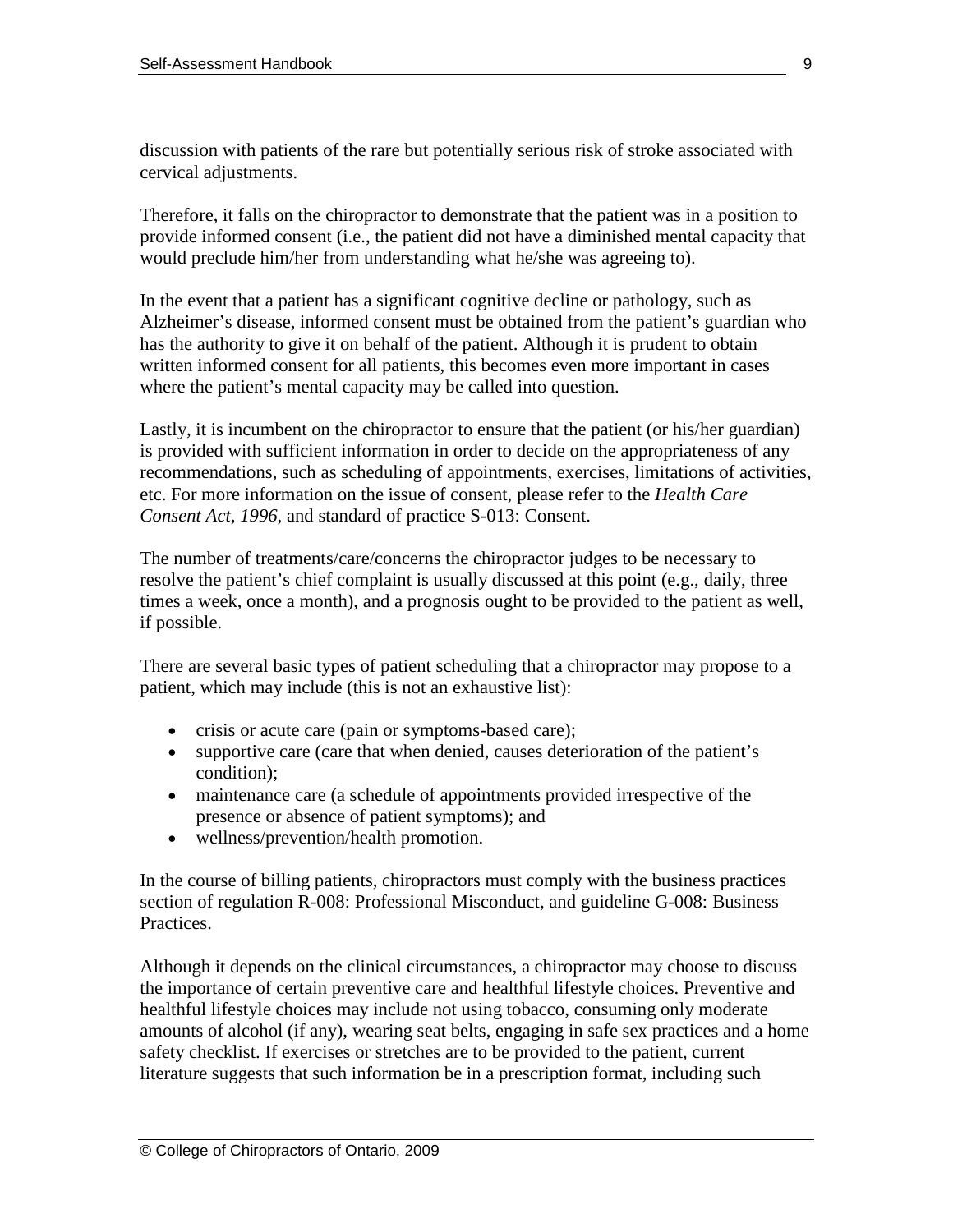discussion with patients of the rare but potentially serious risk of stroke associated with cervical adjustments.

Therefore, it falls on the chiropractor to demonstrate that the patient was in a position to provide informed consent (i.e., the patient did not have a diminished mental capacity that would preclude him/her from understanding what he/she was agreeing to).

In the event that a patient has a significant cognitive decline or pathology, such as Alzheimer's disease, informed consent must be obtained from the patient's guardian who has the authority to give it on behalf of the patient. Although it is prudent to obtain written informed consent for all patients, this becomes even more important in cases where the patient's mental capacity may be called into question.

Lastly, it is incumbent on the chiropractor to ensure that the patient (or his/her guardian) is provided with sufficient information in order to decide on the appropriateness of any recommendations, such as scheduling of appointments, exercises, limitations of activities, etc. For more information on the issue of consent, please refer to the *Health Care Consent Act, 1996*, and standard of practice S-013: Consent.

The number of treatments/care/concerns the chiropractor judges to be necessary to resolve the patient's chief complaint is usually discussed at this point (e.g., daily, three times a week, once a month), and a prognosis ought to be provided to the patient as well, if possible.

There are several basic types of patient scheduling that a chiropractor may propose to a patient, which may include (this is not an exhaustive list):

- crisis or acute care (pain or symptoms-based care);
- supportive care (care that when denied, causes deterioration of the patient's condition);
- maintenance care (a schedule of appointments provided irrespective of the presence or absence of patient symptoms); and
- wellness/prevention/health promotion.

In the course of billing patients, chiropractors must comply with the business practices section of regulation R-008: Professional Misconduct, and guideline G-008: Business Practices.

Although it depends on the clinical circumstances, a chiropractor may choose to discuss the importance of certain preventive care and healthful lifestyle choices. Preventive and healthful lifestyle choices may include not using tobacco, consuming only moderate amounts of alcohol (if any), wearing seat belts, engaging in safe sex practices and a home safety checklist. If exercises or stretches are to be provided to the patient, current literature suggests that such information be in a prescription format, including such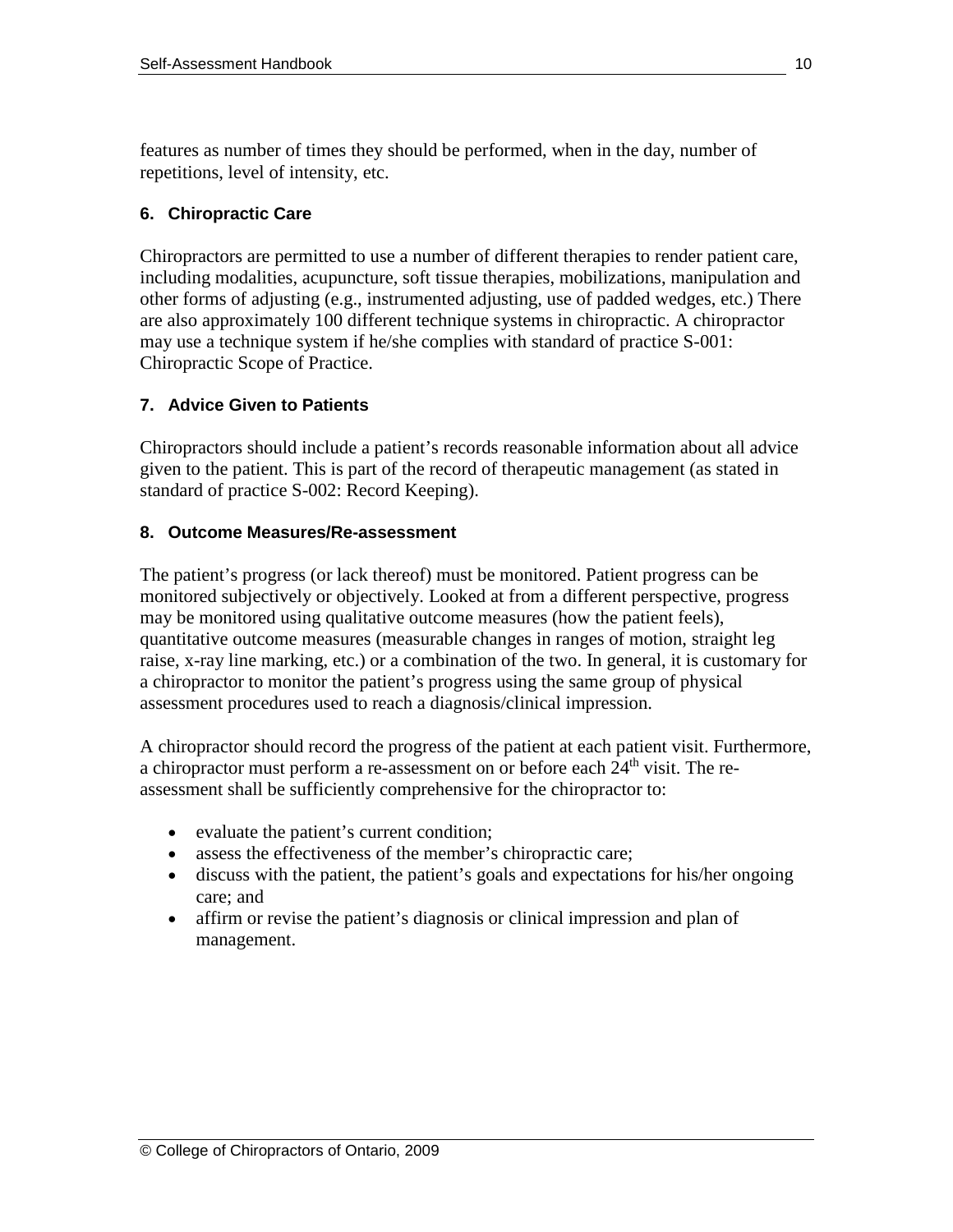features as number of times they should be performed, when in the day, number of repetitions, level of intensity, etc.

### 6. Chiropractic Care

Chiropractors are permitted to use a number of different therapies to render patient care, including modalities, acupuncture, soft tissue therapies, mobilizations, manipulation and other forms of adjusting (e.g., instrumented adjusting, use of padded wedges, etc.) There are also approximately 100 different technique systems in chiropractic. A chiropractor may use a technique system if he/she complies with standard of practice S-001: Chiropractic Scope of Practice.

### 7. Advice Given to Patients

Chiropractors should include a patient's records reasonable information about all advice given to the patient. This is part of the record of therapeutic management (as stated in standard of practice S-002: Record Keeping).

### 8. Outcome Measures/Re-assessment

The patient's progress (or lack thereof) must be monitored. Patient progress can be monitored subjectively or objectively. Looked at from a different perspective, progress may be monitored using qualitative outcome measures (how the patient feels), quantitative outcome measures (measurable changes in ranges of motion, straight leg raise, x-ray line marking, etc.) or a combination of the two. In general, it is customary for a chiropractor to monitor the patient's progress using the same group of physical assessment procedures used to reach a diagnosis/clinical impression.

A chiropractor should record the progress of the patient at each patient visit. Furthermore, a chiropractor must perform a re-assessment on or before each 24th visit. The re-assessment shall be sufficiently comprehensive for the chiropractor to:

- evaluate the patient's current condition;
- assess the effectiveness of the member's chiropractic care;
- discuss with the patient, the patient's goals and expectations for his/her ongoing care; and
- affirm or revise the patient's diagnosis or clinical impression and plan of management.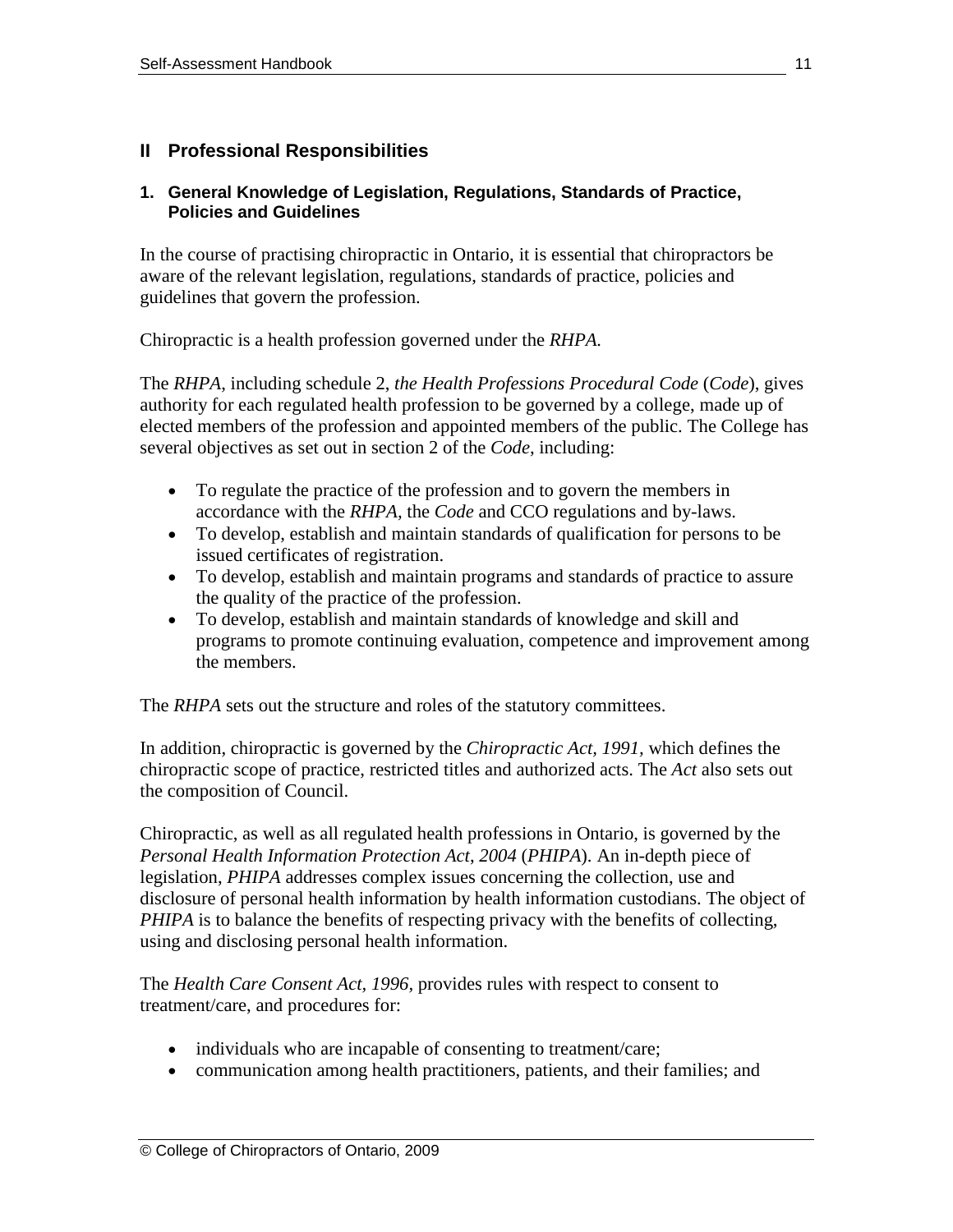## II Professional Responsibilities

### 1. General Knowledge of Legislation, Regulations, Standards of Practice, Policies and Guidelines

In the course of practising chiropractic in Ontario, it is essential that chiropractors be aware of the relevant legislation, regulations, standards of practice, policies and guidelines that govern the profession.

Chiropractic is a health profession governed under the *RHPA.*

The *RHPA*, including schedule 2, *the Health Professions Procedural Code* (*Code*), gives authority for each regulated health profession to be governed by a college, made up of elected members of the profession and appointed members of the public. The College has several objectives as set out in section 2 of the *Code*, including:

- To regulate the practice of the profession and to govern the members in accordance with the *RHPA,* the *Code* and CCO regulations and by-laws.
- To develop, establish and maintain standards of qualification for persons to be issued certificates of registration.
- To develop, establish and maintain programs and standards of practice to assure the quality of the practice of the profession.
- To develop, establish and maintain standards of knowledge and skill and programs to promote continuing evaluation, competence and improvement among the members.

The *RHPA* sets out the structure and roles of the statutory committees.

In addition, chiropractic is governed by the *Chiropractic Act, 1991,* which defines the chiropractic scope of practice, restricted titles and authorized acts. The *Act* also sets out the composition of Council.

Chiropractic, as well as all regulated health professions in Ontario, is governed by the *Personal Health Information Protection Act, 2004* (*PHIPA*). An in-depth piece of legislation, *PHIPA* addresses complex issues concerning the collection, use and disclosure of personal health information by health information custodians. The object of *PHIPA* is to balance the benefits of respecting privacy with the benefits of collecting, using and disclosing personal health information.

The *Health Care Consent Act, 1996,* provides rules with respect to consent to treatment/care, and procedures for:

- individuals who are incapable of consenting to treatment/care;
- communication among health practitioners, patients, and their families; and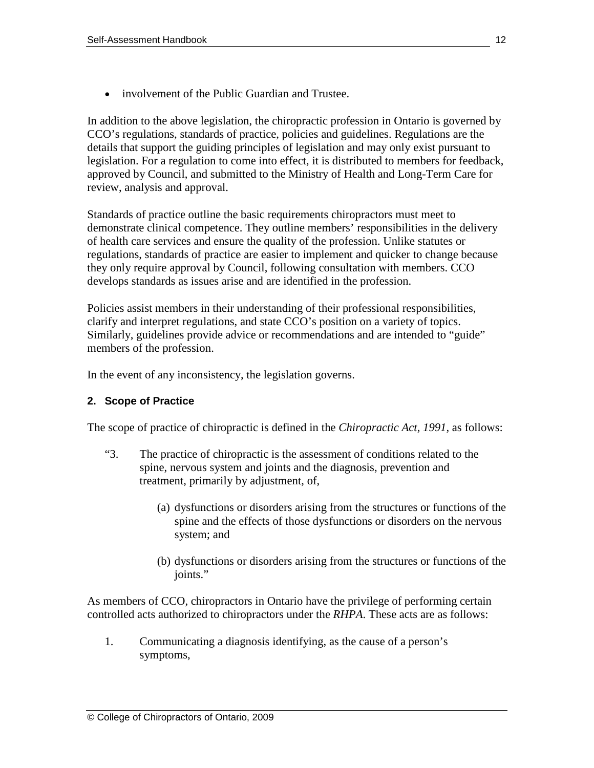- involvement of the Public Guardian and Trustee.

In addition to the above legislation, the chiropractic profession in Ontario is governed by CCO's regulations, standards of practice, policies and guidelines. Regulations are the details that support the guiding principles of legislation and may only exist pursuant to legislation. For a regulation to come into effect, it is distributed to members for feedback, approved by Council, and submitted to the Ministry of Health and Long-Term Care for review, analysis and approval.

Standards of practice outline the basic requirements chiropractors must meet to demonstrate clinical competence. They outline members' responsibilities in the delivery of health care services and ensure the quality of the profession. Unlike statutes or regulations, standards of practice are easier to implement and quicker to change because they only require approval by Council, following consultation with members. CCO develops standards as issues arise and are identified in the profession.

Policies assist members in their understanding of their professional responsibilities, clarify and interpret regulations, and state CCO's position on a variety of topics. Similarly, guidelines provide advice or recommendations and are intended to "guide" members of the profession.

In the event of any inconsistency, the legislation governs.

### 2. Scope of Practice

The scope of practice of chiropractic is defined in the *Chiropractic Act, 1991,* as follows:

> "3. The practice of chiropractic is the assessment of conditions related to the spine, nervous system and joints and the diagnosis, prevention and treatment, primarily by adjustment, of,
>
> (a) dysfunctions or disorders arising from the structures or functions of the spine and the effects of those dysfunctions or disorders on the nervous system; and
>
> (b) dysfunctions or disorders arising from the structures or functions of the joints."

As members of CCO, chiropractors in Ontario have the privilege of performing certain controlled acts authorized to chiropractors under the *RHPA*. These acts are as follows:

1. Communicating a diagnosis identifying, as the cause of a person's symptoms,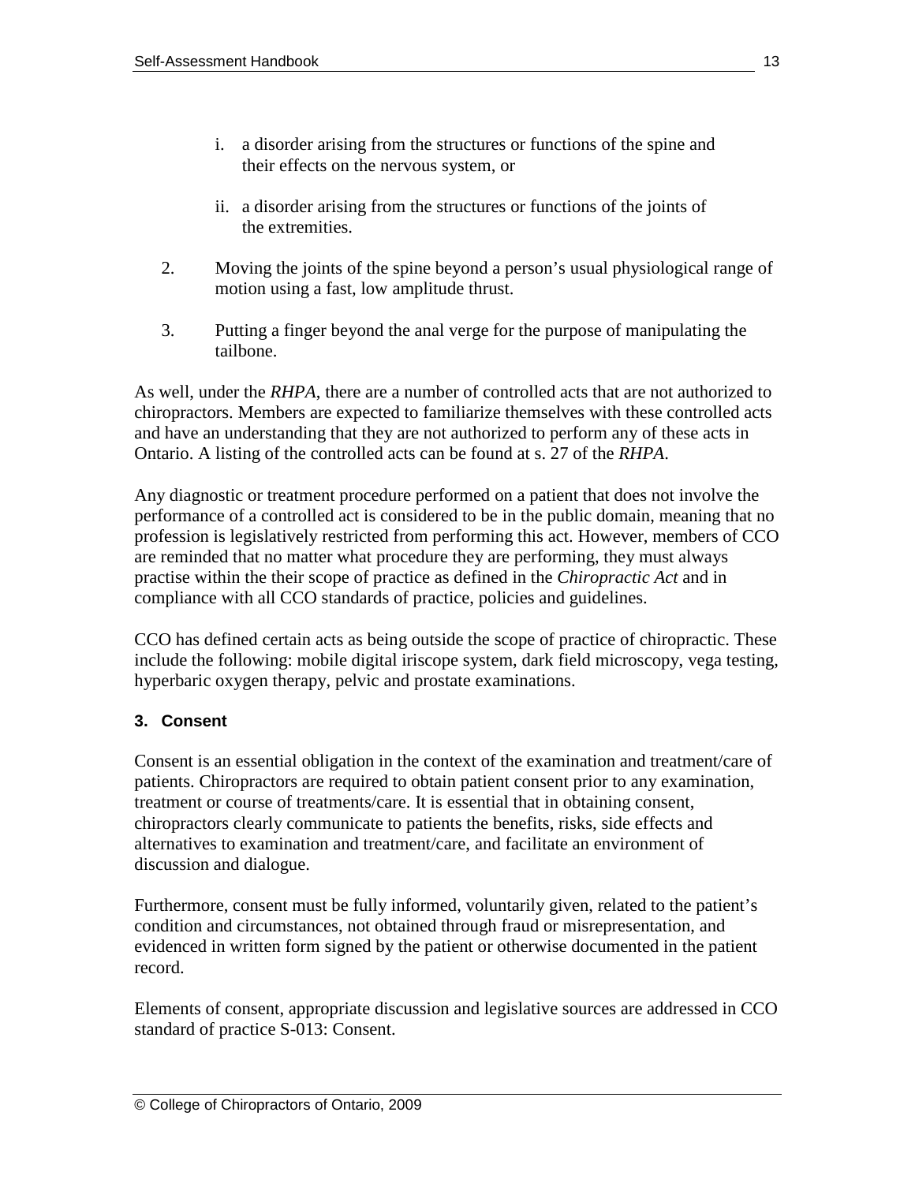i. a disorder arising from the structures or functions of the spine and their effects on the nervous system, or

   ii. a disorder arising from the structures or functions of the joints of the extremities.

2. Moving the joints of the spine beyond a person's usual physiological range of motion using a fast, low amplitude thrust.

3. Putting a finger beyond the anal verge for the purpose of manipulating the tailbone.

As well, under the *RHPA*, there are a number of controlled acts that are not authorized to chiropractors. Members are expected to familiarize themselves with these controlled acts and have an understanding that they are not authorized to perform any of these acts in Ontario. A listing of the controlled acts can be found at s. 27 of the *RHPA*.

Any diagnostic or treatment procedure performed on a patient that does not involve the performance of a controlled act is considered to be in the public domain, meaning that no profession is legislatively restricted from performing this act. However, members of CCO are reminded that no matter what procedure they are performing, they must always practise within the their scope of practice as defined in the *Chiropractic Act* and in compliance with all CCO standards of practice, policies and guidelines.

CCO has defined certain acts as being outside the scope of practice of chiropractic. These include the following: mobile digital iriscope system, dark field microscopy, vega testing, hyperbaric oxygen therapy, pelvic and prostate examinations.

### 3. Consent

Consent is an essential obligation in the context of the examination and treatment/care of patients. Chiropractors are required to obtain patient consent prior to any examination, treatment or course of treatments/care. It is essential that in obtaining consent, chiropractors clearly communicate to patients the benefits, risks, side effects and alternatives to examination and treatment/care, and facilitate an environment of discussion and dialogue.

Furthermore, consent must be fully informed, voluntarily given, related to the patient's condition and circumstances, not obtained through fraud or misrepresentation, and evidenced in written form signed by the patient or otherwise documented in the patient record.

Elements of consent, appropriate discussion and legislative sources are addressed in CCO standard of practice S-013: Consent.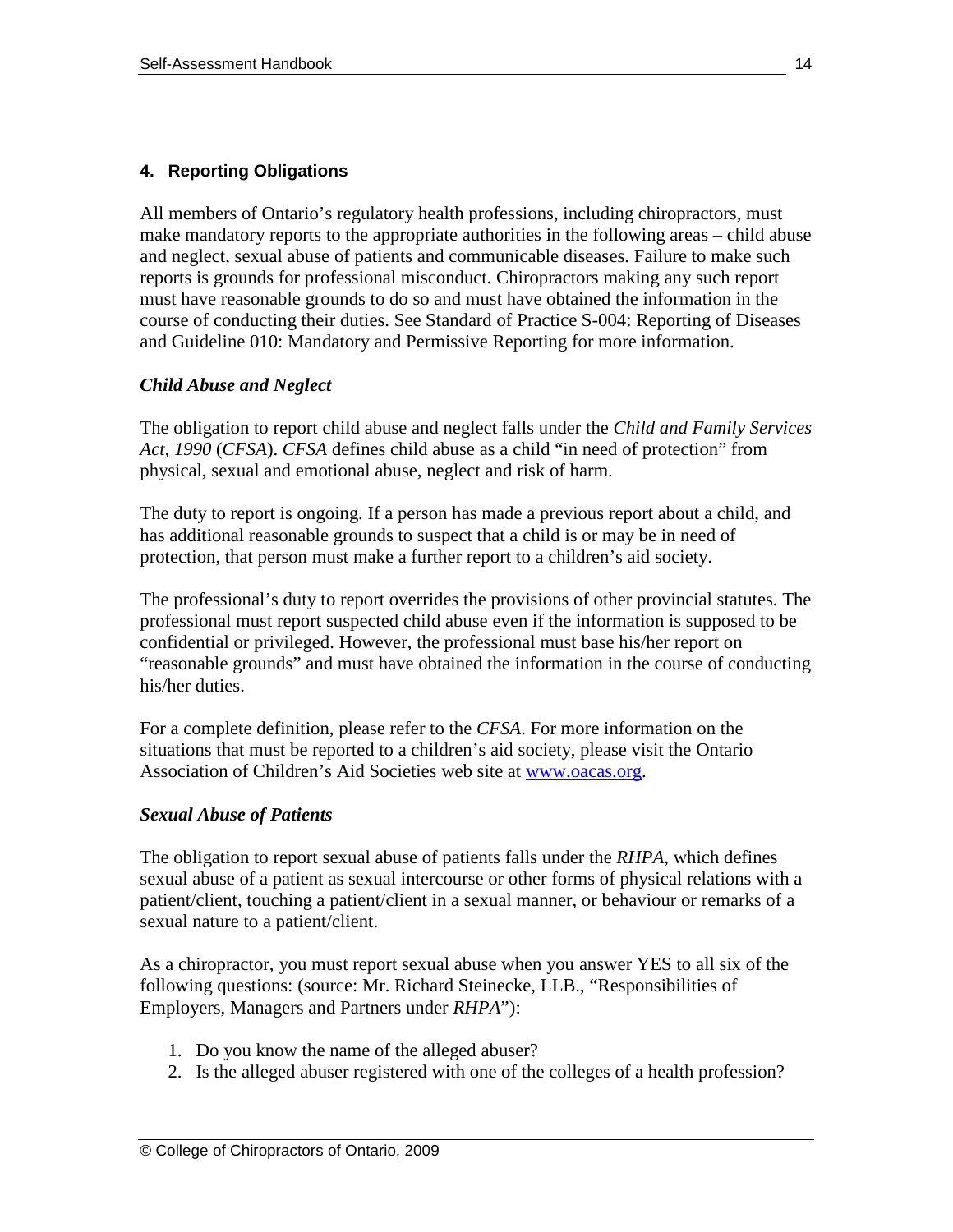## 4. Reporting Obligations

All members of Ontario's regulatory health professions, including chiropractors, must make mandatory reports to the appropriate authorities in the following areas – child abuse and neglect, sexual abuse of patients and communicable diseases. Failure to make such reports is grounds for professional misconduct. Chiropractors making any such report must have reasonable grounds to do so and must have obtained the information in the course of conducting their duties. See Standard of Practice S-004: Reporting of Diseases and Guideline 010: Mandatory and Permissive Reporting for more information.

### *Child Abuse and Neglect*

The obligation to report child abuse and neglect falls under the *Child and Family Services Act, 1990* (*CFSA*). *CFSA* defines child abuse as a child "in need of protection" from physical, sexual and emotional abuse, neglect and risk of harm.

The duty to report is ongoing. If a person has made a previous report about a child, and has additional reasonable grounds to suspect that a child is or may be in need of protection, that person must make a further report to a children's aid society.

The professional's duty to report overrides the provisions of other provincial statutes. The professional must report suspected child abuse even if the information is supposed to be confidential or privileged. However, the professional must base his/her report on "reasonable grounds" and must have obtained the information in the course of conducting his/her duties.

For a complete definition, please refer to the *CFSA*. For more information on the situations that must be reported to a children's aid society, please visit the Ontario Association of Children's Aid Societies web site at [www.oacas.org](http://www.oacas.org).

### *Sexual Abuse of Patients*

The obligation to report sexual abuse of patients falls under the *RHPA*, which defines sexual abuse of a patient as sexual intercourse or other forms of physical relations with a patient/client, touching a patient/client in a sexual manner, or behaviour or remarks of a sexual nature to a patient/client.

As a chiropractor, you must report sexual abuse when you answer YES to all six of the following questions: (source: Mr. Richard Steinecke, LLB., "Responsibilities of Employers, Managers and Partners under *RHPA*"):

1. Do you know the name of the alleged abuser?
2. Is the alleged abuser registered with one of the colleges of a health profession?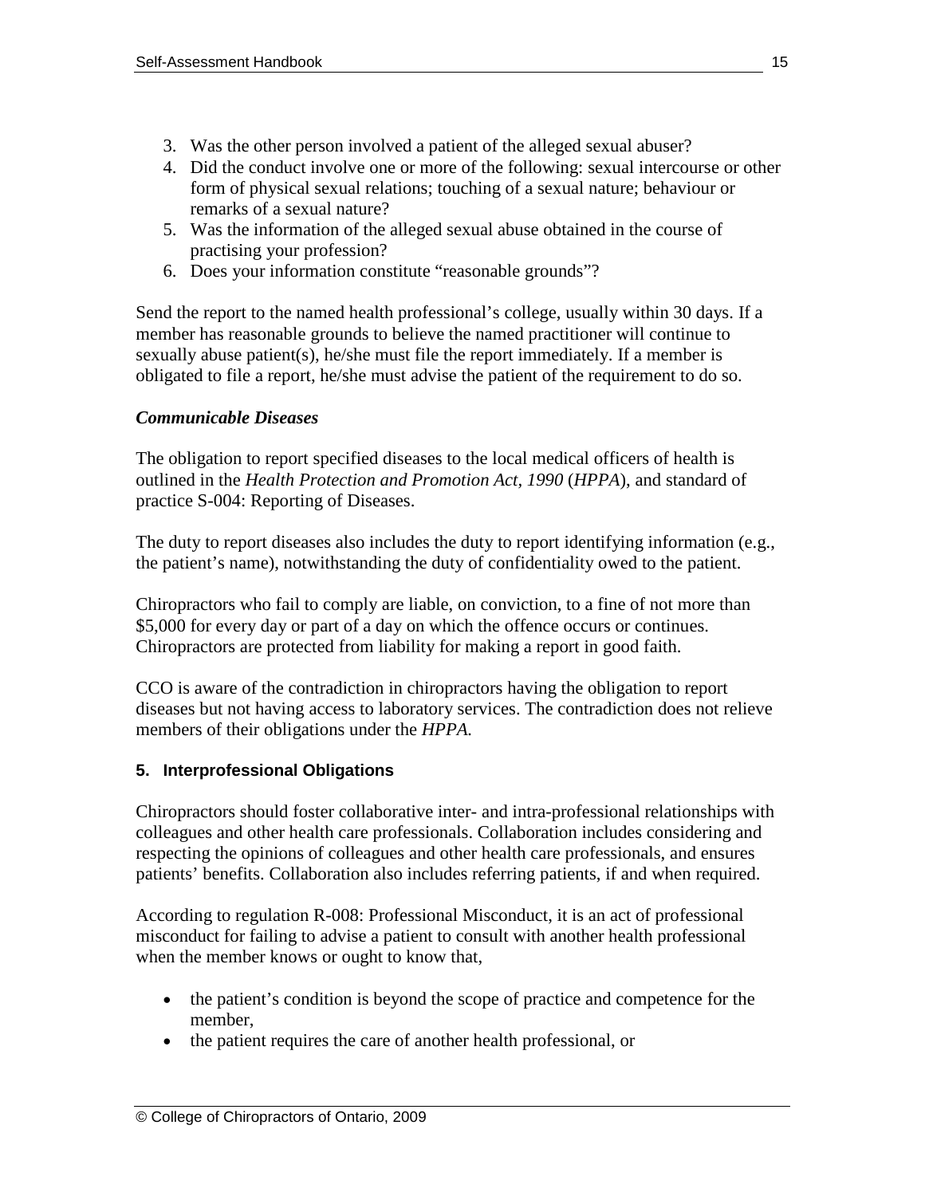3. Was the other person involved a patient of the alleged sexual abuser?
4. Did the conduct involve one or more of the following: sexual intercourse or other form of physical sexual relations; touching of a sexual nature; behaviour or remarks of a sexual nature?
5. Was the information of the alleged sexual abuse obtained in the course of practising your profession?
6. Does your information constitute "reasonable grounds"?

Send the report to the named health professional's college, usually within 30 days. If a member has reasonable grounds to believe the named practitioner will continue to sexually abuse patient(s), he/she must file the report immediately. If a member is obligated to file a report, he/she must advise the patient of the requirement to do so.

***Communicable Diseases***

The obligation to report specified diseases to the local medical officers of health is outlined in the *Health Protection and Promotion Act, 1990* (*HPPA*), and standard of practice S-004: Reporting of Diseases.

The duty to report diseases also includes the duty to report identifying information (e.g., the patient's name), notwithstanding the duty of confidentiality owed to the patient.

Chiropractors who fail to comply are liable, on conviction, to a fine of not more than $5,000 for every day or part of a day on which the offence occurs or continues. Chiropractors are protected from liability for making a report in good faith.

CCO is aware of the contradiction in chiropractors having the obligation to report diseases but not having access to laboratory services. The contradiction does not relieve members of their obligations under the *HPPA*.

### 5. Interprofessional Obligations

Chiropractors should foster collaborative inter- and intra-professional relationships with colleagues and other health care professionals. Collaboration includes considering and respecting the opinions of colleagues and other health care professionals, and ensures patients' benefits. Collaboration also includes referring patients, if and when required.

According to regulation R-008: Professional Misconduct, it is an act of professional misconduct for failing to advise a patient to consult with another health professional when the member knows or ought to know that,

- the patient's condition is beyond the scope of practice and competence for the member,
- the patient requires the care of another health professional, or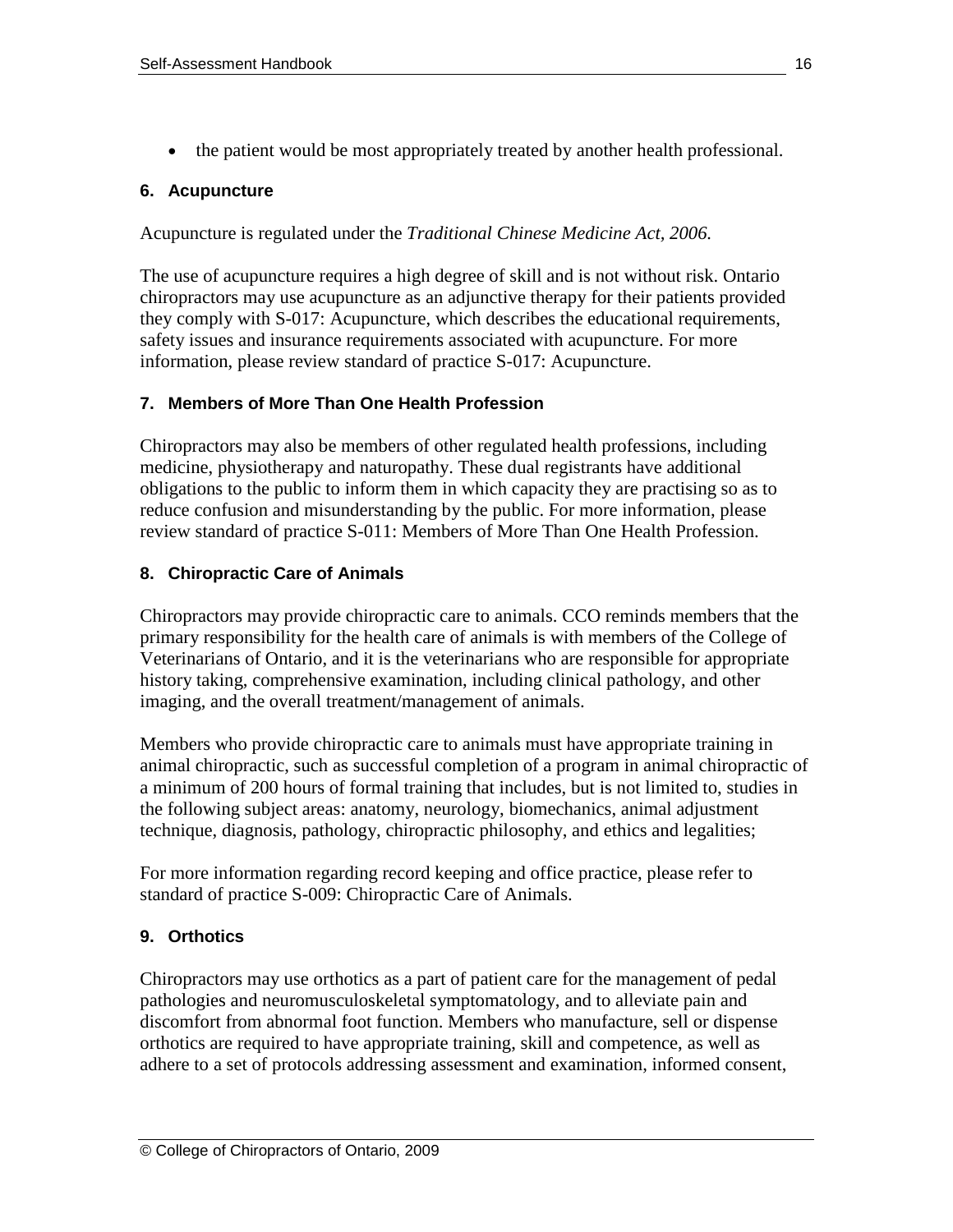- the patient would be most appropriately treated by another health professional.

### 6. Acupuncture

Acupuncture is regulated under the *Traditional Chinese Medicine Act, 2006.*

The use of acupuncture requires a high degree of skill and is not without risk. Ontario chiropractors may use acupuncture as an adjunctive therapy for their patients provided they comply with S-017: Acupuncture, which describes the educational requirements, safety issues and insurance requirements associated with acupuncture. For more information, please review standard of practice S-017: Acupuncture.

### 7. Members of More Than One Health Profession

Chiropractors may also be members of other regulated health professions, including medicine, physiotherapy and naturopathy. These dual registrants have additional obligations to the public to inform them in which capacity they are practising so as to reduce confusion and misunderstanding by the public. For more information, please review standard of practice S-011: Members of More Than One Health Profession.

### 8. Chiropractic Care of Animals

Chiropractors may provide chiropractic care to animals. CCO reminds members that the primary responsibility for the health care of animals is with members of the College of Veterinarians of Ontario, and it is the veterinarians who are responsible for appropriate history taking, comprehensive examination, including clinical pathology, and other imaging, and the overall treatment/management of animals.

Members who provide chiropractic care to animals must have appropriate training in animal chiropractic, such as successful completion of a program in animal chiropractic of a minimum of 200 hours of formal training that includes, but is not limited to, studies in the following subject areas: anatomy, neurology, biomechanics, animal adjustment technique, diagnosis, pathology, chiropractic philosophy, and ethics and legalities;

For more information regarding record keeping and office practice, please refer to standard of practice S-009: Chiropractic Care of Animals.

### 9. Orthotics

Chiropractors may use orthotics as a part of patient care for the management of pedal pathologies and neuromusculoskeletal symptomatology, and to alleviate pain and discomfort from abnormal foot function. Members who manufacture, sell or dispense orthotics are required to have appropriate training, skill and competence, as well as adhere to a set of protocols addressing assessment and examination, informed consent,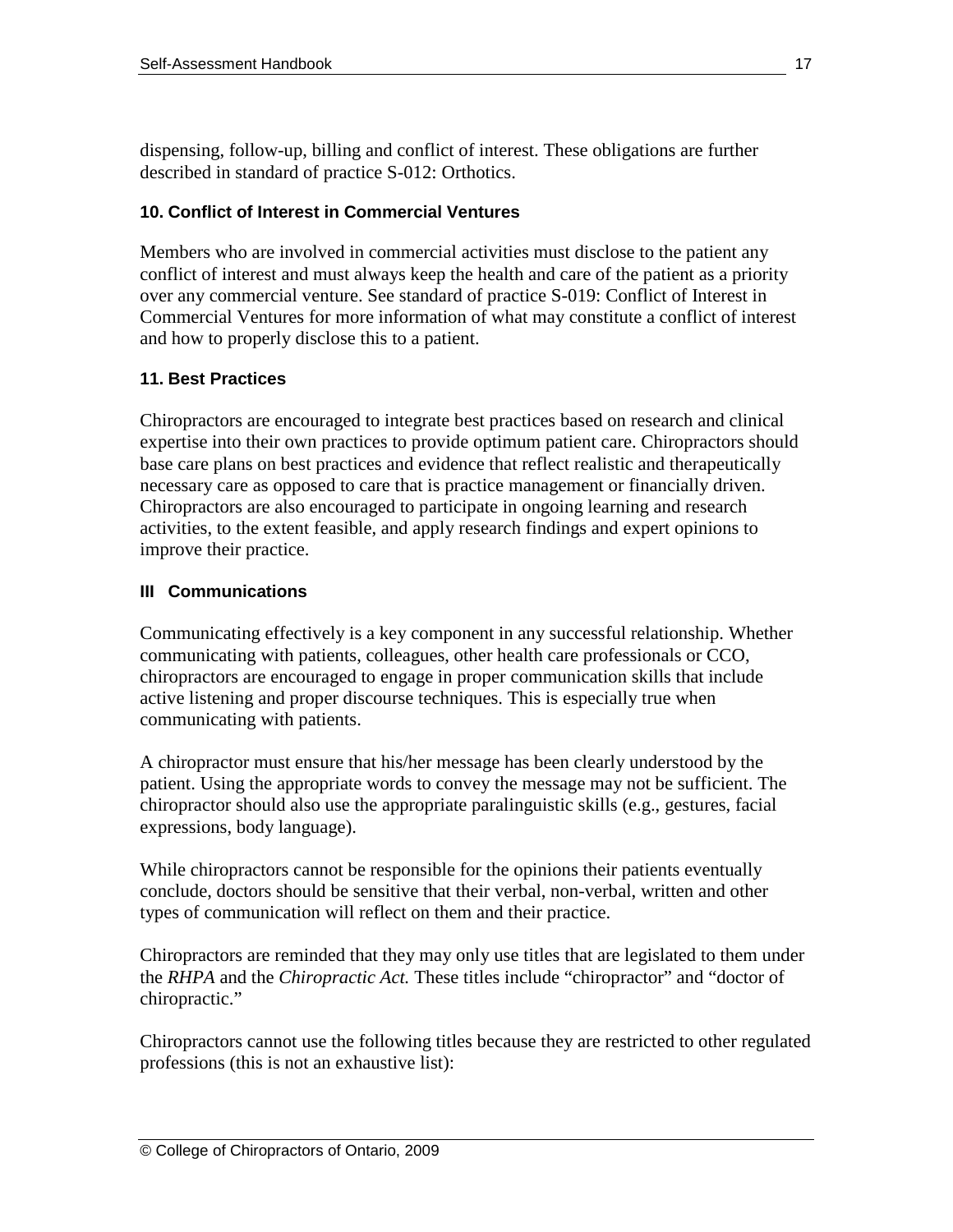dispensing, follow-up, billing and conflict of interest. These obligations are further described in standard of practice S-012: Orthotics.

### 10. Conflict of Interest in Commercial Ventures

Members who are involved in commercial activities must disclose to the patient any conflict of interest and must always keep the health and care of the patient as a priority over any commercial venture. See standard of practice S-019: Conflict of Interest in Commercial Ventures for more information of what may constitute a conflict of interest and how to properly disclose this to a patient.

### 11. Best Practices

Chiropractors are encouraged to integrate best practices based on research and clinical expertise into their own practices to provide optimum patient care. Chiropractors should base care plans on best practices and evidence that reflect realistic and therapeutically necessary care as opposed to care that is practice management or financially driven. Chiropractors are also encouraged to participate in ongoing learning and research activities, to the extent feasible, and apply research findings and expert opinions to improve their practice.

## III Communications

Communicating effectively is a key component in any successful relationship. Whether communicating with patients, colleagues, other health care professionals or CCO, chiropractors are encouraged to engage in proper communication skills that include active listening and proper discourse techniques. This is especially true when communicating with patients.

A chiropractor must ensure that his/her message has been clearly understood by the patient. Using the appropriate words to convey the message may not be sufficient. The chiropractor should also use the appropriate paralinguistic skills (e.g., gestures, facial expressions, body language).

While chiropractors cannot be responsible for the opinions their patients eventually conclude, doctors should be sensitive that their verbal, non-verbal, written and other types of communication will reflect on them and their practice.

Chiropractors are reminded that they may only use titles that are legislated to them under the *RHPA* and the *Chiropractic Act.* These titles include "chiropractor" and "doctor of chiropractic."

Chiropractors cannot use the following titles because they are restricted to other regulated professions (this is not an exhaustive list):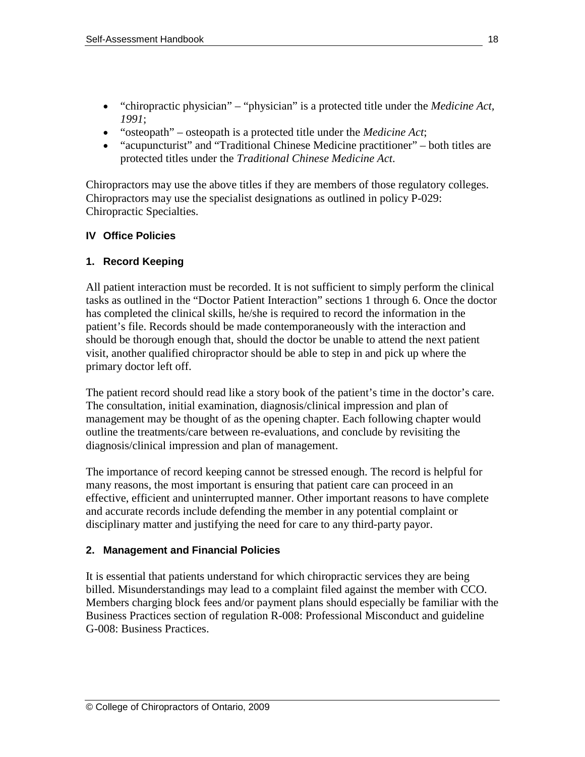- "chiropractic physician" – "physician" is a protected title under the *Medicine Act, 1991*;
- "osteopath" – osteopath is a protected title under the *Medicine Act*;
- "acupuncturist" and "Traditional Chinese Medicine practitioner" – both titles are protected titles under the *Traditional Chinese Medicine Act*.

Chiropractors may use the above titles if they are members of those regulatory colleges. Chiropractors may use the specialist designations as outlined in policy P-029: Chiropractic Specialties.

## IV Office Policies

### 1. Record Keeping

All patient interaction must be recorded. It is not sufficient to simply perform the clinical tasks as outlined in the "Doctor Patient Interaction" sections 1 through 6. Once the doctor has completed the clinical skills, he/she is required to record the information in the patient's file. Records should be made contemporaneously with the interaction and should be thorough enough that, should the doctor be unable to attend the next patient visit, another qualified chiropractor should be able to step in and pick up where the primary doctor left off.

The patient record should read like a story book of the patient's time in the doctor's care. The consultation, initial examination, diagnosis/clinical impression and plan of management may be thought of as the opening chapter. Each following chapter would outline the treatments/care between re-evaluations, and conclude by revisiting the diagnosis/clinical impression and plan of management.

The importance of record keeping cannot be stressed enough. The record is helpful for many reasons, the most important is ensuring that patient care can proceed in an effective, efficient and uninterrupted manner. Other important reasons to have complete and accurate records include defending the member in any potential complaint or disciplinary matter and justifying the need for care to any third-party payor.

### 2. Management and Financial Policies

It is essential that patients understand for which chiropractic services they are being billed. Misunderstandings may lead to a complaint filed against the member with CCO. Members charging block fees and/or payment plans should especially be familiar with the Business Practices section of regulation R-008: Professional Misconduct and guideline G-008: Business Practices.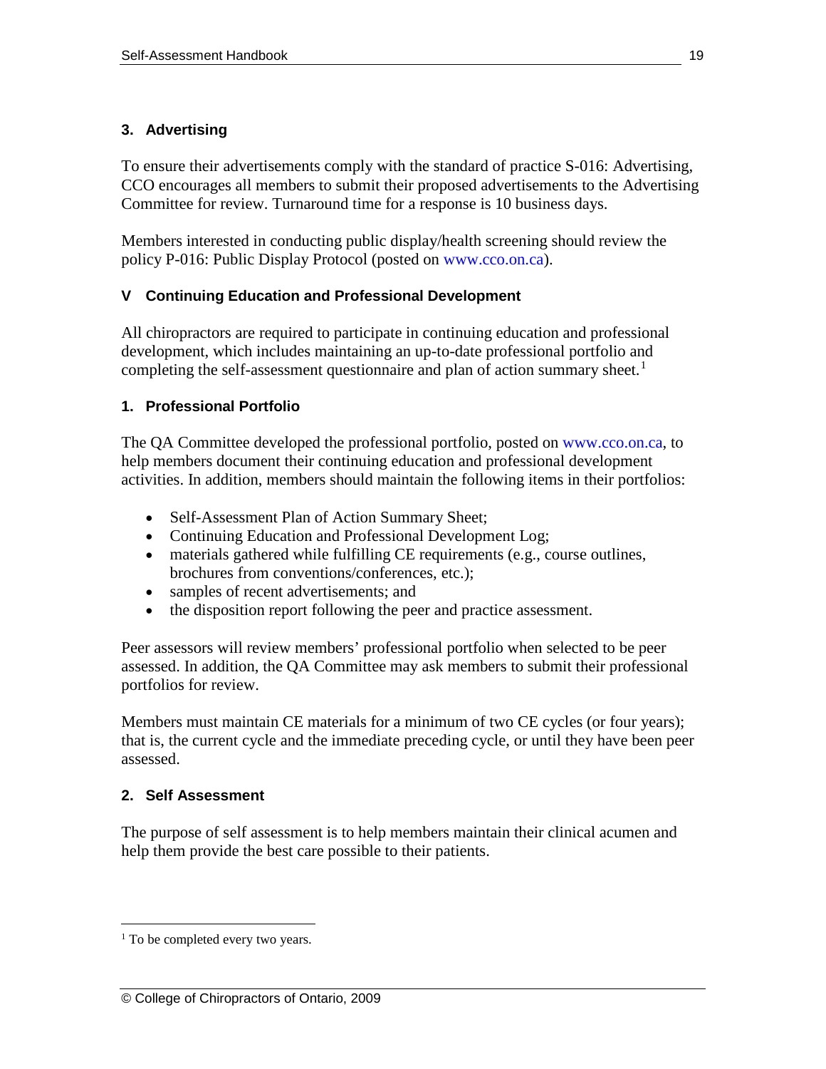### 3. Advertising

To ensure their advertisements comply with the standard of practice S-016: Advertising, CCO encourages all members to submit their proposed advertisements to the Advertising Committee for review. Turnaround time for a response is 10 business days.

Members interested in conducting public display/health screening should review the policy P-016: Public Display Protocol (posted on www.cco.on.ca).

## V Continuing Education and Professional Development

All chiropractors are required to participate in continuing education and professional development, which includes maintaining an up-to-date professional portfolio and completing the self-assessment questionnaire and plan of action summary sheet.[1]

### 1. Professional Portfolio

The QA Committee developed the professional portfolio, posted on www.cco.on.ca, to help members document their continuing education and professional development activities. In addition, members should maintain the following items in their portfolios:

- Self-Assessment Plan of Action Summary Sheet;
- Continuing Education and Professional Development Log;
- materials gathered while fulfilling CE requirements (e.g., course outlines, brochures from conventions/conferences, etc.);
- samples of recent advertisements; and
- the disposition report following the peer and practice assessment.

Peer assessors will review members' professional portfolio when selected to be peer assessed. In addition, the QA Committee may ask members to submit their professional portfolios for review.

Members must maintain CE materials for a minimum of two CE cycles (or four years); that is, the current cycle and the immediate preceding cycle, or until they have been peer assessed.

### 2. Self Assessment

The purpose of self assessment is to help members maintain their clinical acumen and help them provide the best care possible to their patients.

[1] To be completed every two years.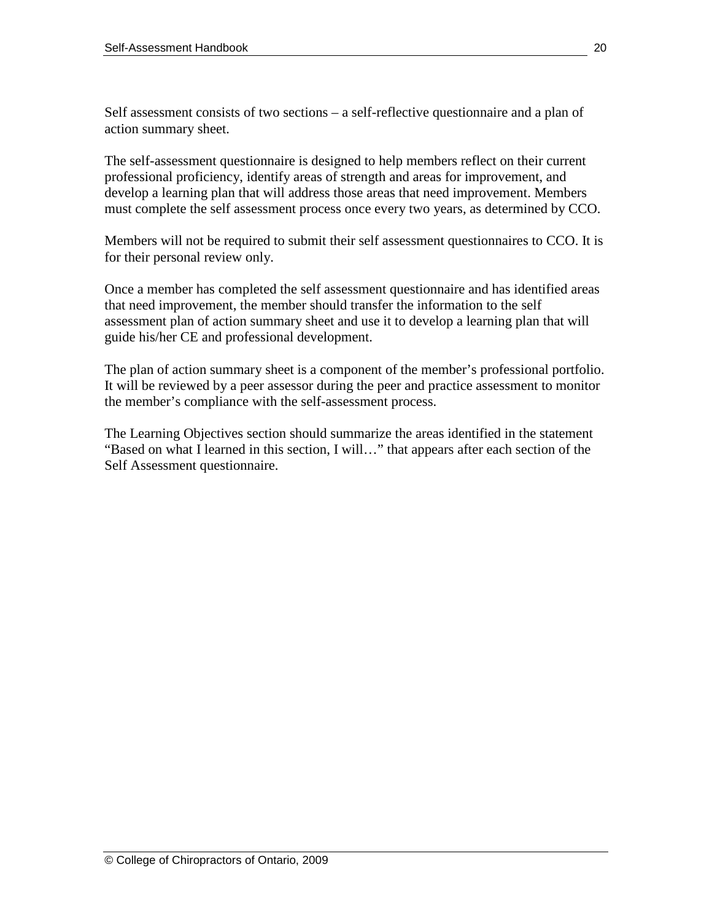Self assessment consists of two sections – a self-reflective questionnaire and a plan of action summary sheet.

The self-assessment questionnaire is designed to help members reflect on their current professional proficiency, identify areas of strength and areas for improvement, and develop a learning plan that will address those areas that need improvement. Members must complete the self assessment process once every two years, as determined by CCO.

Members will not be required to submit their self assessment questionnaires to CCO. It is for their personal review only.

Once a member has completed the self assessment questionnaire and has identified areas that need improvement, the member should transfer the information to the self assessment plan of action summary sheet and use it to develop a learning plan that will guide his/her CE and professional development.

The plan of action summary sheet is a component of the member's professional portfolio. It will be reviewed by a peer assessor during the peer and practice assessment to monitor the member's compliance with the self-assessment process.

The Learning Objectives section should summarize the areas identified in the statement "Based on what I learned in this section, I will…" that appears after each section of the Self Assessment questionnaire.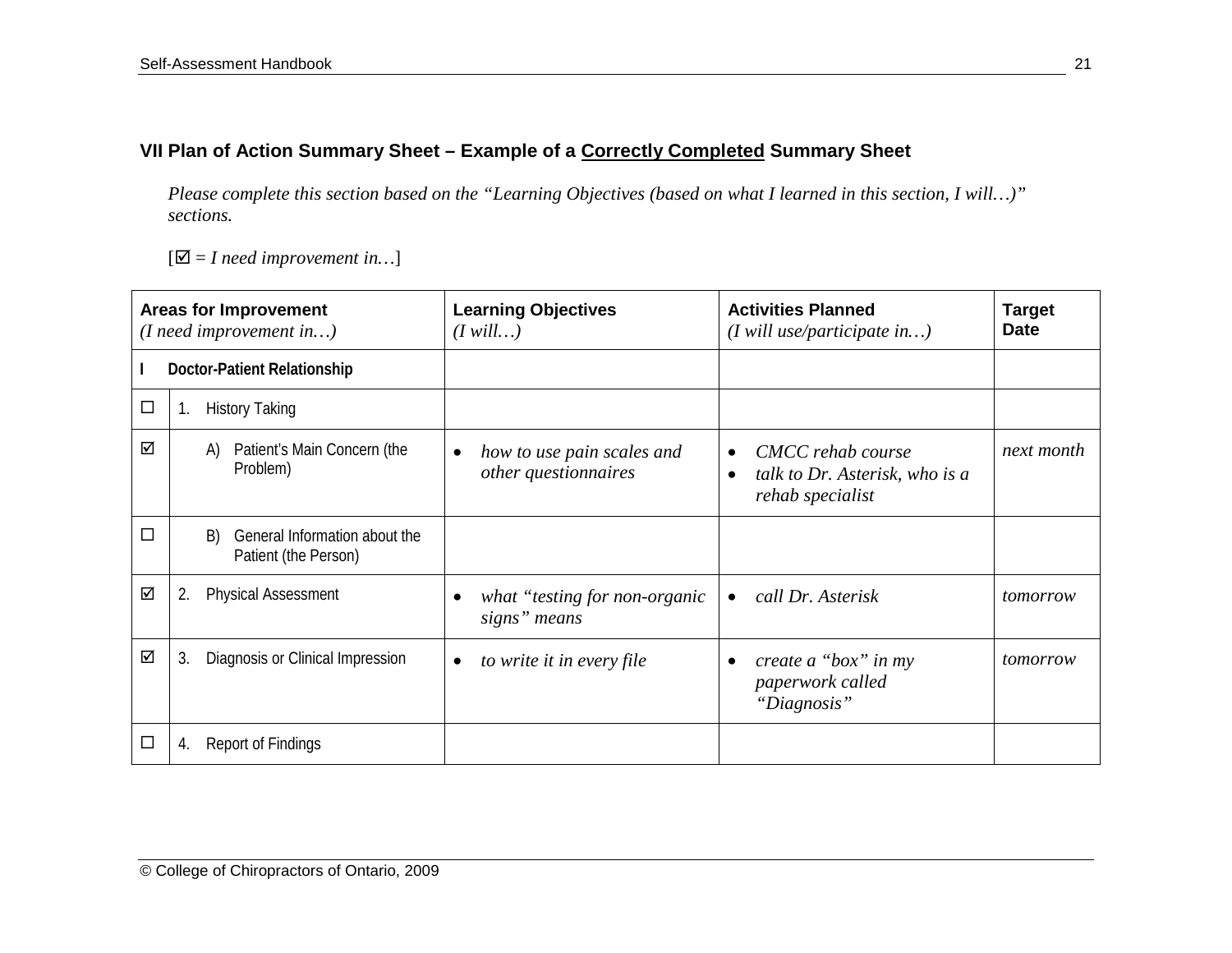## VII Plan of Action Summary Sheet – Example of a Correctly Completed Summary Sheet

*Please complete this section based on the "Learning Objectives (based on what I learned in this section, I will…)" sections.*

[☑ = *I need improvement in…*]

| | Areas for Improvement *(I need improvement in…)* | Learning Objectives *(I will…)* | Activities Planned *(I will use/participate in…)* | Target Date |
|---|---|---|---|---|
| **I** | **Doctor-Patient Relationship** | | | |
| ☐ | 1. History Taking | | | |
| ☑ | A) Patient's Main Concern (the Problem) | • *how to use pain scales and other questionnaires* | • *CMCC rehab course*<br>• *talk to Dr. Asterisk, who is a rehab specialist* | *next month* |
| ☐ | B) General Information about the Patient (the Person) | | | |
| ☑ | 2. Physical Assessment | • *what "testing for non-organic signs" means* | • *call Dr. Asterisk* | *tomorrow* |
| ☑ | 3. Diagnosis or Clinical Impression | • *to write it in every file* | • *create a "box" in my paperwork called "Diagnosis"* | *tomorrow* |
| ☐ | 4. Report of Findings | | | |

© College of Chiropractors of Ontario, 2009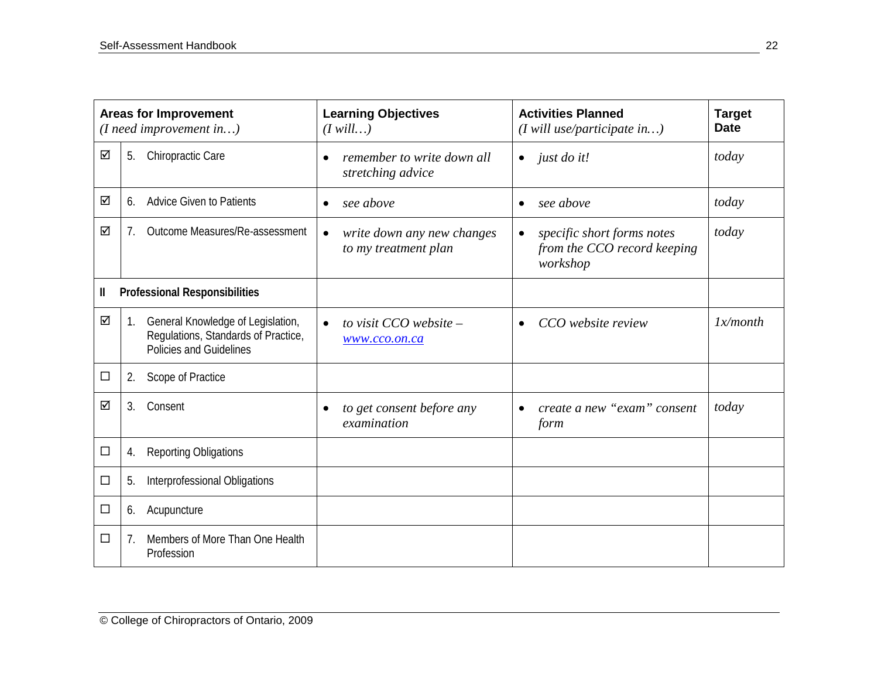| | | Areas for Improvement *(I need improvement in…)* | Learning Objectives *(I will…)* | Activities Planned *(I will use/participate in…)* | Target Date |
|---|---|---|---|---|---|
| ☑ | 5. | Chiropractic Care | • *remember to write down all stretching advice* | • *just do it!* | *today* |
| ☑ | 6. | Advice Given to Patients | • *see above* | • *see above* | *today* |
| ☑ | 7. | Outcome Measures/Re-assessment | • *write down any new changes to my treatment plan* | • *specific short forms notes from the CCO record keeping workshop* | *today* |
| **II** | | **Professional Responsibilities** | | | |
| ☑ | 1. | General Knowledge of Legislation, Regulations, Standards of Practice, Policies and Guidelines | • *to visit CCO website – www.cco.on.ca* | • *CCO website review* | *1x/month* |
| ☐ | 2. | Scope of Practice | | | |
| ☑ | 3. | Consent | • *to get consent before any examination* | • *create a new "exam" consent form* | *today* |
| ☐ | 4. | Reporting Obligations | | | |
| ☐ | 5. | Interprofessional Obligations | | | |
| ☐ | 6. | Acupuncture | | | |
| ☐ | 7. | Members of More Than One Health Profession | | | |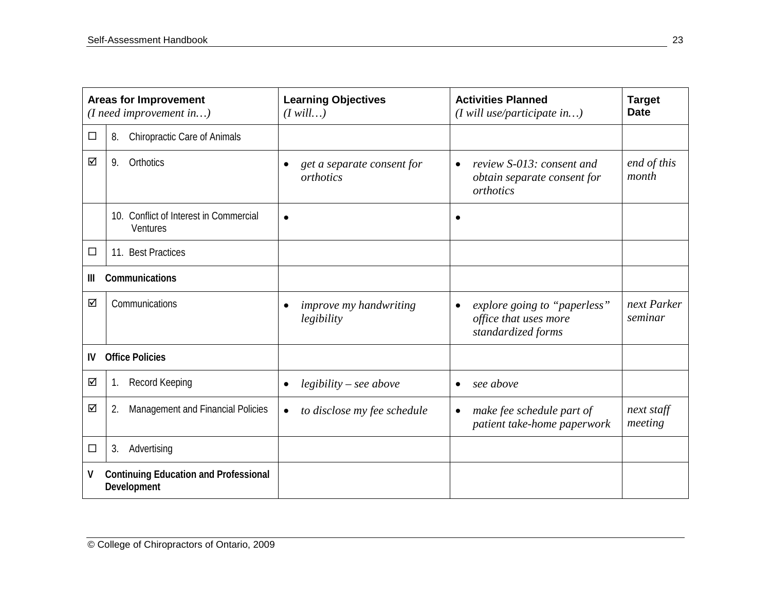| | Areas for Improvement *(I need improvement in…)* | Learning Objectives *(I will…)* | Activities Planned *(I will use/participate in…)* | Target Date |
|---|---|---|---|---|
| ☐ | 8. Chiropractic Care of Animals | | | |
| ☑ | 9. Orthotics | • *get a separate consent for orthotics* | • *review S-013: consent and obtain separate consent for orthotics* | *end of this month* |
| | 10. Conflict of Interest in Commercial Ventures | • | • | |
| ☐ | 11. Best Practices | | | |
| **III** | **Communications** | | | |
| ☑ | Communications | • *improve my handwriting legibility* | • *explore going to "paperless" office that uses more standardized forms* | *next Parker seminar* |
| **IV** | **Office Policies** | | | |
| ☑ | 1. Record Keeping | • *legibility – see above* | • *see above* | |
| ☑ | 2. Management and Financial Policies | • *to disclose my fee schedule* | • *make fee schedule part of patient take-home paperwork* | *next staff meeting* |
| ☐ | 3. Advertising | | | |
| **V** | **Continuing Education and Professional Development** | | | |

© College of Chiropractors of Ontario, 2009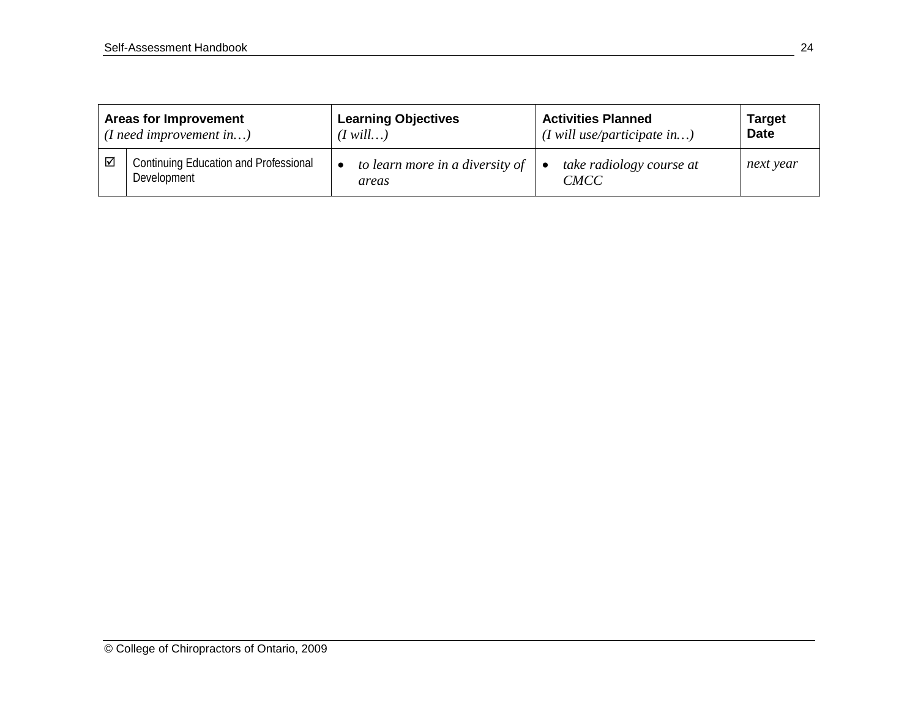| Areas for Improvement<br>*(I need improvement in…)* | | Learning Objectives<br>*(I will…)* | Activities Planned<br>*(I will use/participate in…)* | Target Date |
|---|---|---|---|---|
| ☑ | Continuing Education and Professional Development | • *to learn more in a diversity of areas* | • *take radiology course at CMCC* | *next year* |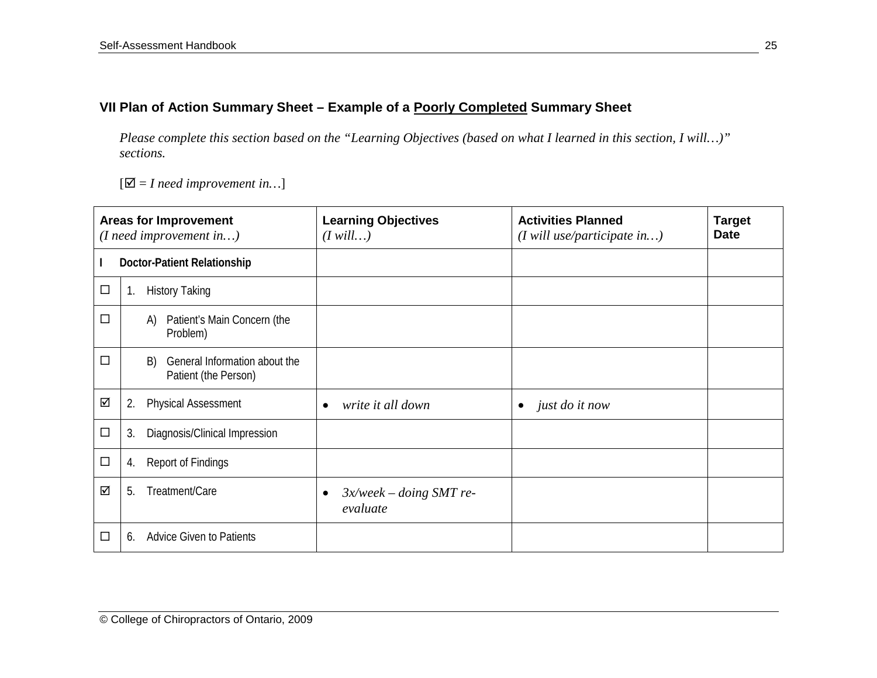## VII Plan of Action Summary Sheet – Example of a Poorly Completed Summary Sheet

*Please complete this section based on the "Learning Objectives (based on what I learned in this section, I will…)" sections.*

[☑ = *I need improvement in…*]

| | Areas for Improvement *(I need improvement in…)* | Learning Objectives *(I will…)* | Activities Planned *(I will use/participate in…)* | Target Date |
|---|---|---|---|---|
| **I** | **Doctor-Patient Relationship** | | | |
| ☐ | 1. History Taking | | | |
| ☐ | A) Patient's Main Concern (the Problem) | | | |
| ☐ | B) General Information about the Patient (the Person) | | | |
| ☑ | 2. Physical Assessment | • *write it all down* | • *just do it now* | |
| ☐ | 3. Diagnosis/Clinical Impression | | | |
| ☐ | 4. Report of Findings | | | |
| ☑ | 5. Treatment/Care | • *3x/week – doing SMT re-evaluate* | | |
| ☐ | 6. Advice Given to Patients | | | |

© College of Chiropractors of Ontario, 2009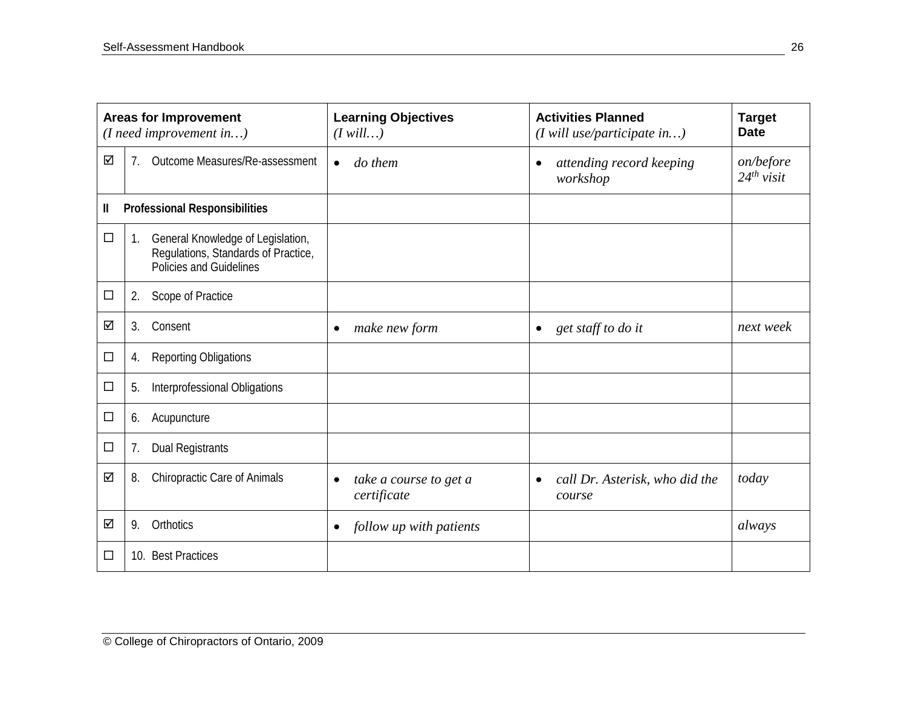| | Areas for Improvement<br>*(I need improvement in…)* | Learning Objectives<br>*(I will…)* | Activities Planned<br>*(I will use/participate in…)* | Target Date |
|---|---|---|---|---|
| ☑ | 7. Outcome Measures/Re-assessment | • *do them* | • *attending record keeping workshop* | *on/before 24th visit* |
| **II** | **Professional Responsibilities** | | | |
| ☐ | 1. General Knowledge of Legislation, Regulations, Standards of Practice, Policies and Guidelines | | | |
| ☐ | 2. Scope of Practice | | | |
| ☑ | 3. Consent | • *make new form* | • *get staff to do it* | *next week* |
| ☐ | 4. Reporting Obligations | | | |
| ☐ | 5. Interprofessional Obligations | | | |
| ☐ | 6. Acupuncture | | | |
| ☐ | 7. Dual Registrants | | | |
| ☑ | 8. Chiropractic Care of Animals | • *take a course to get a certificate* | • *call Dr. Asterisk, who did the course* | *today* |
| ☑ | 9. Orthotics | • *follow up with patients* | | *always* |
| ☐ | 10. Best Practices | | | |

© College of Chiropractors of Ontario, 2009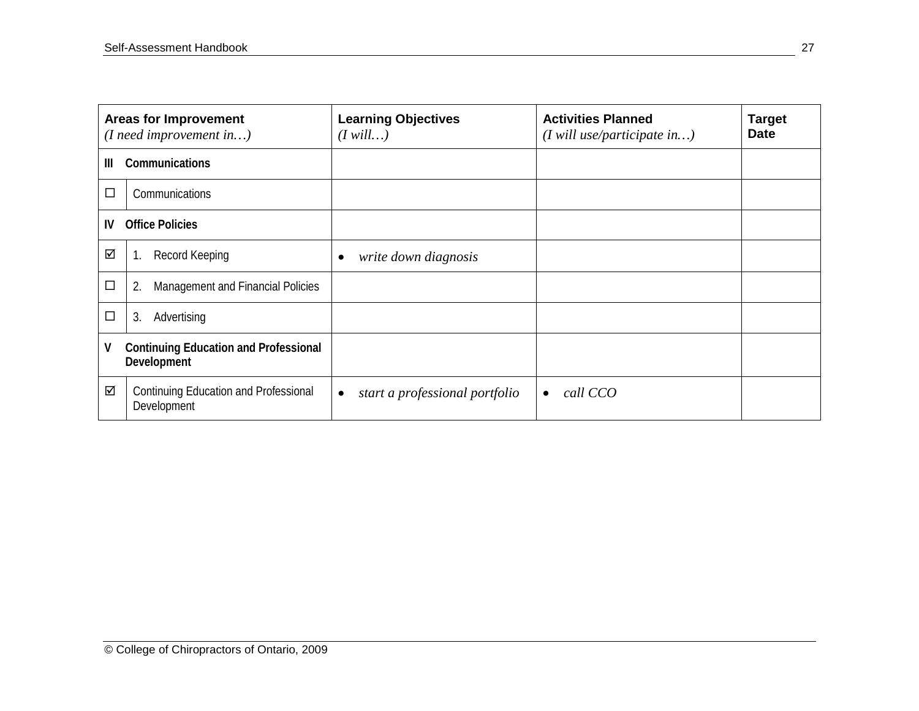| Areas for Improvement *(I need improvement in…)* | | Learning Objectives *(I will…)* | Activities Planned *(I will use/participate in…)* | Target Date |
|---|---|---|---|---|
| **III** | **Communications** | | | |
| ☐ | Communications | | | |
| **IV** | **Office Policies** | | | |
| ☑ | 1. Record Keeping | • *write down diagnosis* | | |
| ☐ | 2. Management and Financial Policies | | | |
| ☐ | 3. Advertising | | | |
| **V** | **Continuing Education and Professional Development** | | | |
| ☑ | Continuing Education and Professional Development | • *start a professional portfolio* | • *call CCO* | |

© College of Chiropractors of Ontario, 2009